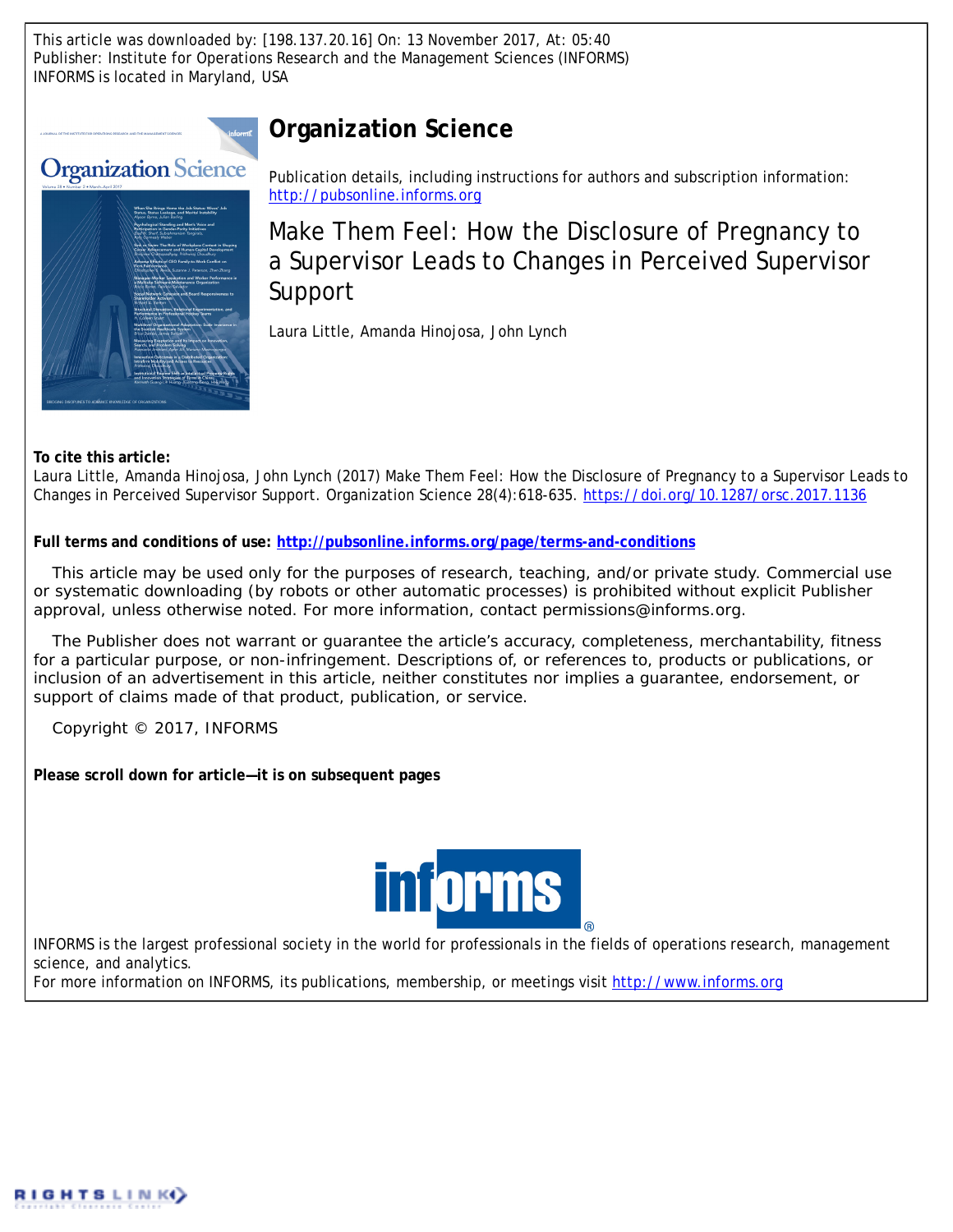This article was downloaded by: [198.137.20.16] On: 13 November 2017, At: 05:40
Publisher: Institute for Operations Research and the Management Sciences (INFORMS)
INFORMS is located in Maryland, USA

# Organization Science

Publication details, including instructions for authors and subscription information:
http://pubsonline.informs.org

## Make Them Feel: How the Disclosure of Pregnancy to a Supervisor Leads to Changes in Perceived Supervisor Support

Laura Little, Amanda Hinojosa, John Lynch

**To cite this article:**
Laura Little, Amanda Hinojosa, John Lynch (2017) Make Them Feel: How the Disclosure of Pregnancy to a Supervisor Leads to Changes in Perceived Supervisor Support. Organization Science 28(4):618-635. https://doi.org/10.1287/orsc.2017.1136

**Full terms and conditions of use: http://pubsonline.informs.org/page/terms-and-conditions**

This article may be used only for the purposes of research, teaching, and/or private study. Commercial use or systematic downloading (by robots or other automatic processes) is prohibited without explicit Publisher approval, unless otherwise noted. For more information, contact permissions@informs.org.

The Publisher does not warrant or guarantee the article's accuracy, completeness, merchantability, fitness for a particular purpose, or non-infringement. Descriptions of, or references to, products or publications, or inclusion of an advertisement in this article, neither constitutes nor implies a guarantee, endorsement, or support of claims made of that product, publication, or service.

Copyright © 2017, INFORMS

**Please scroll down for article—it is on subsequent pages**

INFORMS is the largest professional society in the world for professionals in the fields of operations research, management science, and analytics.
For more information on INFORMS, its publications, membership, or meetings visit http://www.informs.org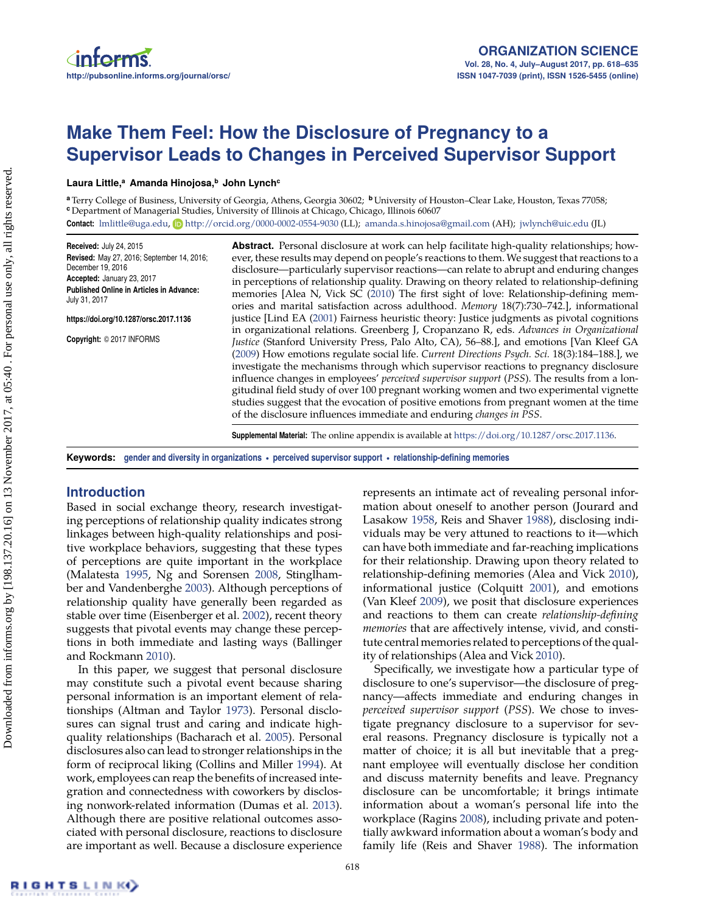# Make Them Feel: How the Disclosure of Pregnancy to a Supervisor Leads to Changes in Perceived Supervisor Support

**Laura Little,[a] Amanda Hinojosa,[b] John Lynch[c]**

[a] Terry College of Business, University of Georgia, Athens, Georgia 30602; [b] University of Houston–Clear Lake, Houston, Texas 77058; [c] Department of Managerial Studies, University of Illinois at Chicago, Chicago, Illinois 60607

**Contact:** lmlittle@uga.edu, http://orcid.org/0000-0002-0554-9030 (LL); amanda.s.hinojosa@gmail.com (AH); jwlynch@uic.edu (JL)

**Received:** July 24, 2015
**Revised:** May 27, 2016; September 14, 2016; December 19, 2016
**Accepted:** January 23, 2017
**Published Online in Articles in Advance:** July 31, 2017

https://doi.org/10.1287/orsc.2017.1136

**Copyright:** © 2017 INFORMS

**Abstract.** Personal disclosure at work can help facilitate high-quality relationships; however, these results may depend on people's reactions to them. We suggest that reactions to a disclosure—particularly supervisor reactions—can relate to abrupt and enduring changes in perceptions of relationship quality. Drawing on theory related to relationship-defining memories [Alea N, Vick SC (2010) The first sight of love: Relationship-defining memories and marital satisfaction across adulthood. *Memory* 18(7):730–742.], informational justice [Lind EA (2001) Fairness heuristic theory: Justice judgments as pivotal cognitions in organizational relations. Greenberg J, Cropanzano R, eds. *Advances in Organizational Justice* (Stanford University Press, Palo Alto, CA), 56–88.], and emotions [Van Kleef GA (2009) How emotions regulate social life. *Current Directions Psych. Sci.* 18(3):184–188.], we investigate the mechanisms through which supervisor reactions to pregnancy disclosure influence changes in employees' *perceived supervisor support* (*PSS*). The results from a longitudinal field study of over 100 pregnant working women and two experimental vignette studies suggest that the evocation of positive emotions from pregnant women at the time of the disclosure influences immediate and enduring *changes in PSS*.

**Supplemental Material:** The online appendix is available at https://doi.org/10.1287/orsc.2017.1136.

**Keywords:** gender and diversity in organizations • perceived supervisor support • relationship-defining memories

## Introduction

Based in social exchange theory, research investigating perceptions of relationship quality indicates strong linkages between high-quality relationships and positive workplace behaviors, suggesting that these types of perceptions are quite important in the workplace (Malatesta 1995, Ng and Sorensen 2008, Stinglhamber and Vandenberghe 2003). Although perceptions of relationship quality have generally been regarded as stable over time (Eisenberger et al. 2002), recent theory suggests that pivotal events may change these perceptions in both immediate and lasting ways (Ballinger and Rockmann 2010).

In this paper, we suggest that personal disclosure may constitute such a pivotal event because sharing personal information is an important element of relationships (Altman and Taylor 1973). Personal disclosures can signal trust and caring and indicate high-quality relationships (Bacharach et al. 2005). Personal disclosures also can lead to stronger relationships in the form of reciprocal liking (Collins and Miller 1994). At work, employees can reap the benefits of increased integration and connectedness with coworkers by disclosing nonwork-related information (Dumas et al. 2013). Although there are positive relational outcomes associated with personal disclosure, reactions to disclosure are important as well. Because a disclosure experience represents an intimate act of revealing personal information about oneself to another person (Jourard and Lasakow 1958, Reis and Shaver 1988), disclosing individuals may be very attuned to reactions to it—which can have both immediate and far-reaching implications for their relationship. Drawing upon theory related to relationship-defining memories (Alea and Vick 2010), informational justice (Colquitt 2001), and emotions (Van Kleef 2009), we posit that disclosure experiences and reactions to them can create *relationship-defining memories* that are affectively intense, vivid, and constitute central memories related to perceptions of the quality of relationships (Alea and Vick 2010).

Specifically, we investigate how a particular type of disclosure to one's supervisor—the disclosure of pregnancy—affects immediate and enduring changes in *perceived supervisor support* (*PSS*). We chose to investigate pregnancy disclosure to a supervisor for several reasons. Pregnancy disclosure is typically not a matter of choice; it is all but inevitable that a pregnant employee will eventually disclose her condition and discuss maternity benefits and leave. Pregnancy disclosure can be uncomfortable; it brings intimate information about a woman's personal life into the workplace (Ragins 2008), including private and potentially awkward information about a woman's body and family life (Reis and Shaver 1988). The information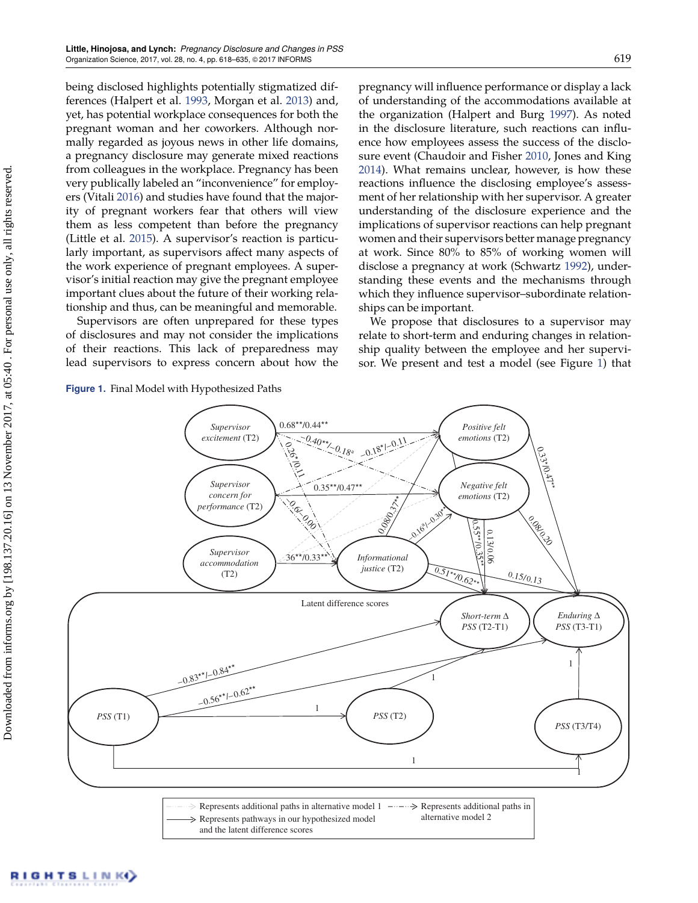being disclosed highlights potentially stigmatized differences (Halpert et al. 1993, Morgan et al. 2013) and, yet, has potential workplace consequences for both the pregnant woman and her coworkers. Although normally regarded as joyous news in other life domains, a pregnancy disclosure may generate mixed reactions from colleagues in the workplace. Pregnancy has been very publically labeled an "inconvenience" for employers (Vitali 2016) and studies have found that the majority of pregnant workers fear that others will view them as less competent than before the pregnancy (Little et al. 2015). A supervisor's reaction is particularly important, as supervisors affect many aspects of the work experience of pregnant employees. A supervisor's initial reaction may give the pregnant employee important clues about the future of their working relationship and thus, can be meaningful and memorable.

Supervisors are often unprepared for these types of disclosures and may not consider the implications of their reactions. This lack of preparedness may lead supervisors to express concern about how the pregnancy will influence performance or display a lack of understanding of the accommodations available at the organization (Halpert and Burg 1997). As noted in the disclosure literature, such reactions can influence how employees assess the success of the disclosure event (Chaudoir and Fisher 2010, Jones and King 2014). What remains unclear, however, is how these reactions influence the disclosing employee's assessment of her relationship with her supervisor. A greater understanding of the disclosure experience and the implications of supervisor reactions can help pregnant women and their supervisors better manage pregnancy at work. Since 80% to 85% of working women will disclose a pregnancy at work (Schwartz 1992), understanding these events and the mechanisms through which they influence supervisor–subordinate relationships can be important.

We propose that disclosures to a supervisor may relate to short-term and enduring changes in relationship quality between the employee and her supervisor. We present and test a model (see Figure 1) that

**Figure 1.** Final Model with Hypothesized Paths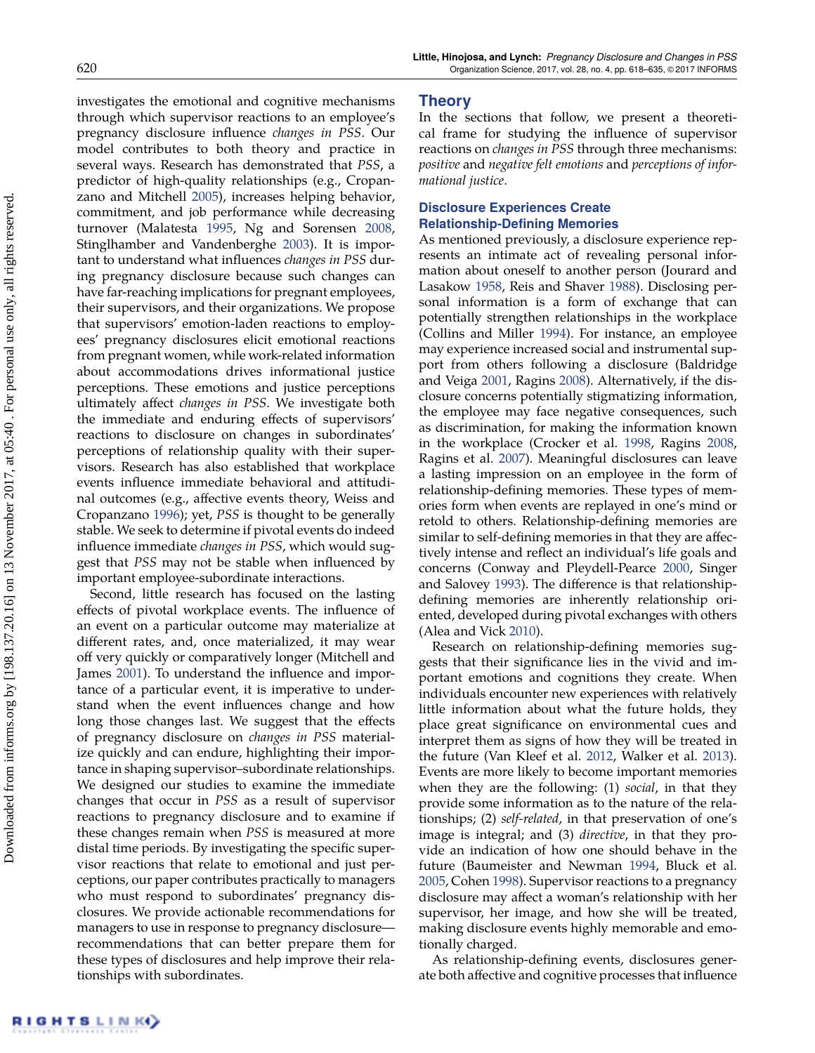investigates the emotional and cognitive mechanisms through which supervisor reactions to an employee's pregnancy disclosure influence *changes in PSS*. Our model contributes to both theory and practice in several ways. Research has demonstrated that *PSS*, a predictor of high-quality relationships (e.g., Cropanzano and Mitchell 2005), increases helping behavior, commitment, and job performance while decreasing turnover (Malatesta 1995, Ng and Sorensen 2008, Stinglhamber and Vandenberghe 2003). It is important to understand what influences *changes in PSS* during pregnancy disclosure because such changes can have far-reaching implications for pregnant employees, their supervisors, and their organizations. We propose that supervisors' emotion-laden reactions to employees' pregnancy disclosures elicit emotional reactions from pregnant women, while work-related information about accommodations drives informational justice perceptions. These emotions and justice perceptions ultimately affect *changes in PSS*. We investigate both the immediate and enduring effects of supervisors' reactions to disclosure on changes in subordinates' perceptions of relationship quality with their supervisors. Research has also established that workplace events influence immediate behavioral and attitudinal outcomes (e.g., affective events theory, Weiss and Cropanzano 1996); yet, *PSS* is thought to be generally stable. We seek to determine if pivotal events do indeed influence immediate *changes in PSS*, which would suggest that *PSS* may not be stable when influenced by important employee-subordinate interactions.

Second, little research has focused on the lasting effects of pivotal workplace events. The influence of an event on a particular outcome may materialize at different rates, and, once materialized, it may wear off very quickly or comparatively longer (Mitchell and James 2001). To understand the influence and importance of a particular event, it is imperative to understand when the event influences change and how long those changes last. We suggest that the effects of pregnancy disclosure on *changes in PSS* materialize quickly and can endure, highlighting their importance in shaping supervisor–subordinate relationships. We designed our studies to examine the immediate changes that occur in *PSS* as a result of supervisor reactions to pregnancy disclosure and to examine if these changes remain when *PSS* is measured at more distal time periods. By investigating the specific supervisor reactions that relate to emotional and just perceptions, our paper contributes practically to managers who must respond to subordinates' pregnancy disclosures. We provide actionable recommendations for managers to use in response to pregnancy disclosure—recommendations that can better prepare them for these types of disclosures and help improve their relationships with subordinates.

# Theory

In the sections that follow, we present a theoretical frame for studying the influence of supervisor reactions on *changes in PSS* through three mechanisms: *positive* and *negative felt emotions* and *perceptions of informational justice*.

## Disclosure Experiences Create Relationship-Defining Memories

As mentioned previously, a disclosure experience represents an intimate act of revealing personal information about oneself to another person (Jourard and Lasakow 1958, Reis and Shaver 1988). Disclosing personal information is a form of exchange that can potentially strengthen relationships in the workplace (Collins and Miller 1994). For instance, an employee may experience increased social and instrumental support from others following a disclosure (Baldridge and Veiga 2001, Ragins 2008). Alternatively, if the disclosure concerns potentially stigmatizing information, the employee may face negative consequences, such as discrimination, for making the information known in the workplace (Crocker et al. 1998, Ragins 2008, Ragins et al. 2007). Meaningful disclosures can leave a lasting impression on an employee in the form of relationship-defining memories. These types of memories form when events are replayed in one's mind or retold to others. Relationship-defining memories are similar to self-defining memories in that they are affectively intense and reflect an individual's life goals and concerns (Conway and Pleydell-Pearce 2000, Singer and Salovey 1993). The difference is that relationship-defining memories are inherently relationship oriented, developed during pivotal exchanges with others (Alea and Vick 2010).

Research on relationship-defining memories suggests that their significance lies in the vivid and important emotions and cognitions they create. When individuals encounter new experiences with relatively little information about what the future holds, they place great significance on environmental cues and interpret them as signs of how they will be treated in the future (Van Kleef et al. 2012, Walker et al. 2013). Events are more likely to become important memories when they are the following: (1) *social*, in that they provide some information as to the nature of the relationships; (2) *self-related*, in that preservation of one's image is integral; and (3) *directive*, in that they provide an indication of how one should behave in the future (Baumeister and Newman 1994, Bluck et al. 2005, Cohen 1998). Supervisor reactions to a pregnancy disclosure may affect a woman's relationship with her supervisor, her image, and how she will be treated, making disclosure events highly memorable and emotionally charged.

As relationship-defining events, disclosures generate both affective and cognitive processes that influence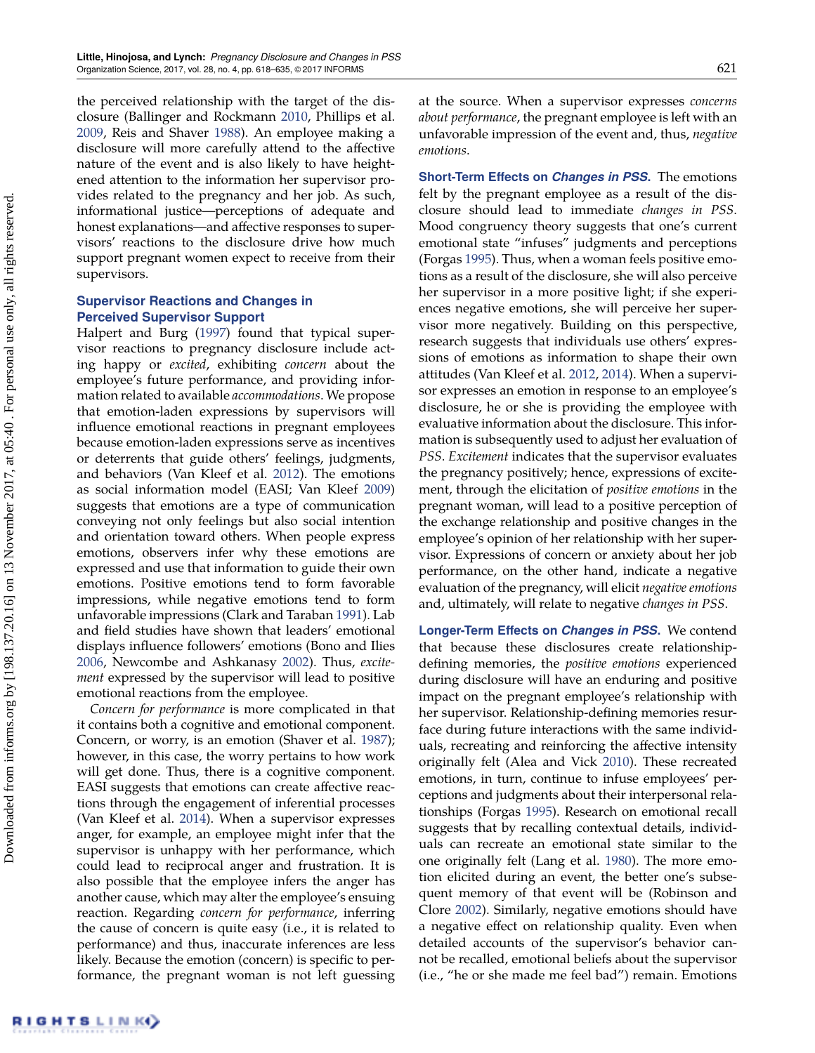the perceived relationship with the target of the disclosure (Ballinger and Rockmann 2010, Phillips et al. 2009, Reis and Shaver 1988). An employee making a disclosure will more carefully attend to the affective nature of the event and is also likely to have heightened attention to the information her supervisor provides related to the pregnancy and her job. As such, informational justice—perceptions of adequate and honest explanations—and affective responses to supervisors' reactions to the disclosure drive how much support pregnant women expect to receive from their supervisors.

### Supervisor Reactions and Changes in Perceived Supervisor Support

Halpert and Burg (1997) found that typical supervisor reactions to pregnancy disclosure include acting happy or *excited*, exhibiting *concern* about the employee's future performance, and providing information related to available *accommodations*. We propose that emotion-laden expressions by supervisors will influence emotional reactions in pregnant employees because emotion-laden expressions serve as incentives or deterrents that guide others' feelings, judgments, and behaviors (Van Kleef et al. 2012). The emotions as social information model (EASI; Van Kleef 2009) suggests that emotions are a type of communication conveying not only feelings but also social intention and orientation toward others. When people express emotions, observers infer why these emotions are expressed and use that information to guide their own emotions. Positive emotions tend to form favorable impressions, while negative emotions tend to form unfavorable impressions (Clark and Taraban 1991). Lab and field studies have shown that leaders' emotional displays influence followers' emotions (Bono and Ilies 2006, Newcombe and Ashkanasy 2002). Thus, *excitement* expressed by the supervisor will lead to positive emotional reactions from the employee.

*Concern for performance* is more complicated in that it contains both a cognitive and emotional component. Concern, or worry, is an emotion (Shaver et al. 1987); however, in this case, the worry pertains to how work will get done. Thus, there is a cognitive component. EASI suggests that emotions can create affective reactions through the engagement of inferential processes (Van Kleef et al. 2014). When a supervisor expresses anger, for example, an employee might infer that the supervisor is unhappy with her performance, which could lead to reciprocal anger and frustration. It is also possible that the employee infers the anger has another cause, which may alter the employee's ensuing reaction. Regarding *concern for performance*, inferring the cause of concern is quite easy (i.e., it is related to performance) and thus, inaccurate inferences are less likely. Because the emotion (concern) is specific to performance, the pregnant woman is not left guessing at the source. When a supervisor expresses *concerns about performance*, the pregnant employee is left with an unfavorable impression of the event and, thus, *negative emotions*.

**Short-Term Effects on *Changes in PSS*.** The emotions felt by the pregnant employee as a result of the disclosure should lead to immediate *changes in PSS*. Mood congruency theory suggests that one's current emotional state "infuses" judgments and perceptions (Forgas 1995). Thus, when a woman feels positive emotions as a result of the disclosure, she will also perceive her supervisor in a more positive light; if she experiences negative emotions, she will perceive her supervisor more negatively. Building on this perspective, research suggests that individuals use others' expressions of emotions as information to shape their own attitudes (Van Kleef et al. 2012, 2014). When a supervisor expresses an emotion in response to an employee's disclosure, he or she is providing the employee with evaluative information about the disclosure. This information is subsequently used to adjust her evaluation of *PSS*. *Excitement* indicates that the supervisor evaluates the pregnancy positively; hence, expressions of excitement, through the elicitation of *positive emotions* in the pregnant woman, will lead to a positive perception of the exchange relationship and positive changes in the employee's opinion of her relationship with her supervisor. Expressions of concern or anxiety about her job performance, on the other hand, indicate a negative evaluation of the pregnancy, will elicit *negative emotions* and, ultimately, will relate to negative *changes in PSS*.

**Longer-Term Effects on *Changes in PSS*.** We contend that because these disclosures create relationship-defining memories, the *positive emotions* experienced during disclosure will have an enduring and positive impact on the pregnant employee's relationship with her supervisor. Relationship-defining memories resurface during future interactions with the same individuals, recreating and reinforcing the affective intensity originally felt (Alea and Vick 2010). These recreated emotions, in turn, continue to infuse employees' perceptions and judgments about their interpersonal relationships (Forgas 1995). Research on emotional recall suggests that by recalling contextual details, individuals can recreate an emotional state similar to the one originally felt (Lang et al. 1980). The more emotion elicited during an event, the better one's subsequent memory of that event will be (Robinson and Clore 2002). Similarly, negative emotions should have a negative effect on relationship quality. Even when detailed accounts of the supervisor's behavior cannot be recalled, emotional beliefs about the supervisor (i.e., "he or she made me feel bad") remain. Emotions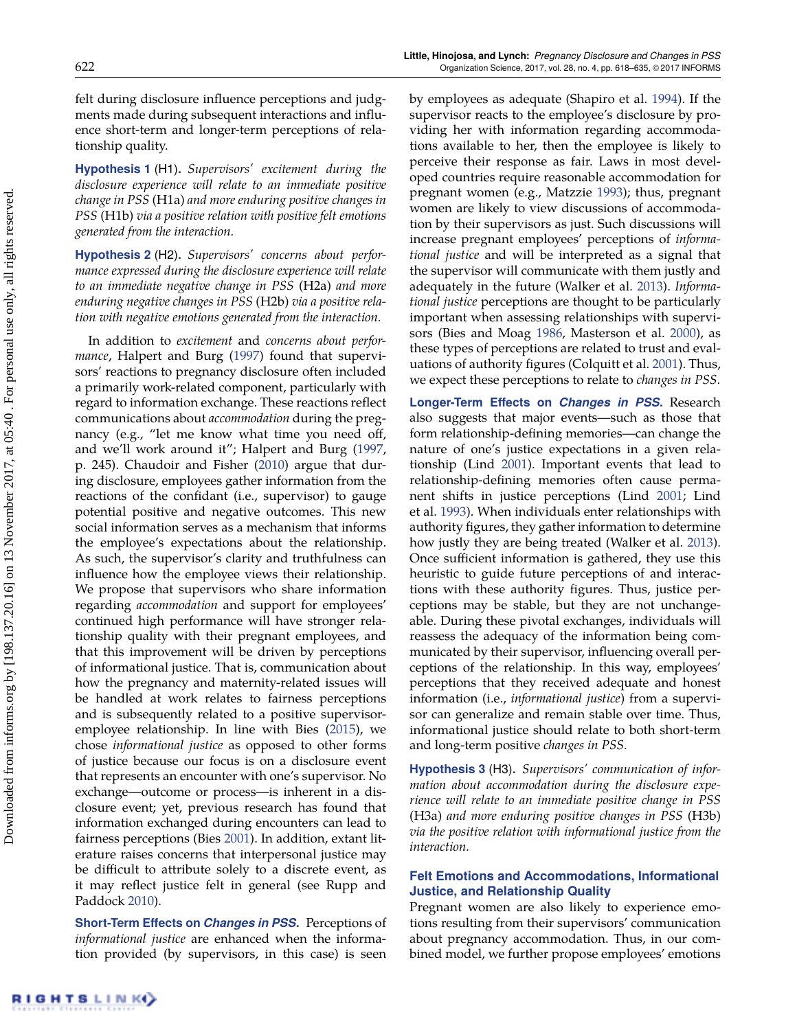felt during disclosure influence perceptions and judgments made during subsequent interactions and influence short-term and longer-term perceptions of relationship quality.

**Hypothesis 1** (H1). *Supervisors' excitement during the disclosure experience will relate to an immediate positive change in PSS* (H1a) *and more enduring positive changes in PSS* (H1b) *via a positive relation with positive felt emotions generated from the interaction.*

**Hypothesis 2** (H2). *Supervisors' concerns about performance expressed during the disclosure experience will relate to an immediate negative change in PSS* (H2a) *and more enduring negative changes in PSS* (H2b) *via a positive relation with negative emotions generated from the interaction.*

In addition to *excitement* and *concerns about performance*, Halpert and Burg (1997) found that supervisors' reactions to pregnancy disclosure often included a primarily work-related component, particularly with regard to information exchange. These reactions reflect communications about *accommodation* during the pregnancy (e.g., "let me know what time you need off, and we'll work around it"; Halpert and Burg (1997, p. 245). Chaudoir and Fisher (2010) argue that during disclosure, employees gather information from the reactions of the confidant (i.e., supervisor) to gauge potential positive and negative outcomes. This new social information serves as a mechanism that informs the employee's expectations about the relationship. As such, the supervisor's clarity and truthfulness can influence how the employee views their relationship. We propose that supervisors who share information regarding *accommodation* and support for employees' continued high performance will have stronger relationship quality with their pregnant employees, and that this improvement will be driven by perceptions of informational justice. That is, communication about how the pregnancy and maternity-related issues will be handled at work relates to fairness perceptions and is subsequently related to a positive supervisor-employee relationship. In line with Bies (2015), we chose *informational justice* as opposed to other forms of justice because our focus is on a disclosure event that represents an encounter with one's supervisor. No exchange—outcome or process—is inherent in a disclosure event; yet, previous research has found that information exchanged during encounters can lead to fairness perceptions (Bies 2001). In addition, extant literature raises concerns that interpersonal justice may be difficult to attribute solely to a discrete event, as it may reflect justice felt in general (see Rupp and Paddock 2010).

**Short-Term Effects on *Changes in PSS*.** Perceptions of *informational justice* are enhanced when the information provided (by supervisors, in this case) is seen by employees as adequate (Shapiro et al. 1994). If the supervisor reacts to the employee's disclosure by providing her with information regarding accommodations available to her, then the employee is likely to perceive their response as fair. Laws in most developed countries require reasonable accommodation for pregnant women (e.g., Matzzie 1993); thus, pregnant women are likely to view discussions of accommodation by their supervisors as just. Such discussions will increase pregnant employees' perceptions of *informational justice* and will be interpreted as a signal that the supervisor will communicate with them justly and adequately in the future (Walker et al. 2013). *Informational justice* perceptions are thought to be particularly important when assessing relationships with supervisors (Bies and Moag 1986, Masterson et al. 2000), as these types of perceptions are related to trust and evaluations of authority figures (Colquitt et al. 2001). Thus, we expect these perceptions to relate to *changes in PSS*.

**Longer-Term Effects on *Changes in PSS*.** Research also suggests that major events—such as those that form relationship-defining memories—can change the nature of one's justice expectations in a given relationship (Lind 2001). Important events that lead to relationship-defining memories often cause permanent shifts in justice perceptions (Lind 2001; Lind et al. 1993). When individuals enter relationships with authority figures, they gather information to determine how justly they are being treated (Walker et al. 2013). Once sufficient information is gathered, they use this heuristic to guide future perceptions of and interactions with these authority figures. Thus, justice perceptions may be stable, but they are not unchangeable. During these pivotal exchanges, individuals will reassess the adequacy of the information being communicated by their supervisor, influencing overall perceptions of the relationship. In this way, employees' perceptions that they received adequate and honest information (i.e., *informational justice*) from a supervisor can generalize and remain stable over time. Thus, informational justice should relate to both short-term and long-term positive *changes in PSS*.

**Hypothesis 3** (H3). *Supervisors' communication of information about accommodation during the disclosure experience will relate to an immediate positive change in PSS* (H3a) *and more enduring positive changes in PSS* (H3b) *via the positive relation with informational justice from the interaction.*

## Felt Emotions and Accommodations, Informational Justice, and Relationship Quality

Pregnant women are also likely to experience emotions resulting from their supervisors' communication about pregnancy accommodation. Thus, in our combined model, we further propose employees' emotions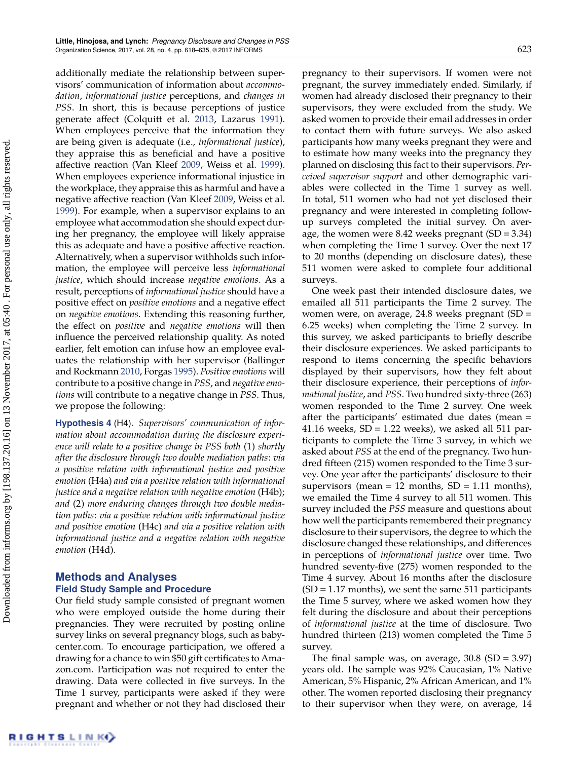additionally mediate the relationship between supervisors' communication of information about *accommodation*, *informational justice* perceptions, and *changes in PSS*. In short, this is because perceptions of justice generate affect (Colquitt et al. 2013, Lazarus 1991). When employees perceive that the information they are being given is adequate (i.e., *informational justice*), they appraise this as beneficial and have a positive affective reaction (Van Kleef 2009, Weiss et al. 1999). When employees experience informational injustice in the workplace, they appraise this as harmful and have a negative affective reaction (Van Kleef 2009, Weiss et al. 1999). For example, when a supervisor explains to an employee what accommodation she should expect during her pregnancy, the employee will likely appraise this as adequate and have a positive affective reaction. Alternatively, when a supervisor withholds such information, the employee will perceive less *informational justice*, which should increase *negative emotions*. As a result, perceptions of *informational justice* should have a positive effect on *positive emotions* and a negative effect on *negative emotions*. Extending this reasoning further, the effect on *positive* and *negative emotions* will then influence the perceived relationship quality. As noted earlier, felt emotion can infuse how an employee evaluates the relationship with her supervisor (Ballinger and Rockmann 2010, Forgas 1995). *Positive emotions* will contribute to a positive change in *PSS*, and *negative emotions* will contribute to a negative change in *PSS*. Thus, we propose the following:

**Hypothesis 4** (H4). *Supervisors' communication of information about accommodation during the disclosure experience will relate to a positive change in PSS both* (1) *shortly after the disclosure through two double mediation paths: via a positive relation with informational justice and positive emotion* (H4a) *and via a positive relation with informational justice and a negative relation with negative emotion* (H4b); *and* (2) *more enduring changes through two double mediation paths: via a positive relation with informational justice and positive emotion* (H4c) *and via a positive relation with informational justice and a negative relation with negative emotion* (H4d).

## Methods and Analyses

### Field Study Sample and Procedure

Our field study sample consisted of pregnant women who were employed outside the home during their pregnancies. They were recruited by posting online survey links on several pregnancy blogs, such as babycenter.com. To encourage participation, we offered a drawing for a chance to win $50 gift certificates to Amazon.com. Participation was not required to enter the drawing. Data were collected in five surveys. In the Time 1 survey, participants were asked if they were pregnant and whether or not they had disclosed their pregnancy to their supervisors. If women were not pregnant, the survey immediately ended. Similarly, if women had already disclosed their pregnancy to their supervisors, they were excluded from the study. We asked women to provide their email addresses in order to contact them with future surveys. We also asked participants how many weeks pregnant they were and to estimate how many weeks into the pregnancy they planned on disclosing this fact to their supervisors. *Perceived supervisor support* and other demographic variables were collected in the Time 1 survey as well. In total, 511 women who had not yet disclosed their pregnancy and were interested in completing follow-up surveys completed the initial survey. On average, the women were 8.42 weeks pregnant (SD = 3.34) when completing the Time 1 survey. Over the next 17 to 20 months (depending on disclosure dates), these 511 women were asked to complete four additional surveys.

One week past their intended disclosure dates, we emailed all 511 participants the Time 2 survey. The women were, on average, 24.8 weeks pregnant (SD = 6.25 weeks) when completing the Time 2 survey. In this survey, we asked participants to briefly describe their disclosure experiences. We asked participants to respond to items concerning the specific behaviors displayed by their supervisors, how they felt about their disclosure experience, their perceptions of *informational justice*, and *PSS*. Two hundred sixty-three (263) women responded to the Time 2 survey. One week after the participants' estimated due dates (mean = 41.16 weeks, SD = 1.22 weeks), we asked all 511 participants to complete the Time 3 survey, in which we asked about *PSS* at the end of the pregnancy. Two hundred fifteen (215) women responded to the Time 3 survey. One year after the participants' disclosure to their supervisors (mean = 12 months, SD = 1.11 months), we emailed the Time 4 survey to all 511 women. This survey included the *PSS* measure and questions about how well the participants remembered their pregnancy disclosure to their supervisors, the degree to which the disclosure changed these relationships, and differences in perceptions of *informational justice* over time. Two hundred seventy-five (275) women responded to the Time 4 survey. About 16 months after the disclosure (SD = 1.17 months), we sent the same 511 participants the Time 5 survey, where we asked women how they felt during the disclosure and about their perceptions of *informational justice* at the time of disclosure. Two hundred thirteen (213) women completed the Time 5 survey.

The final sample was, on average, 30.8 (SD = 3.97) years old. The sample was 92% Caucasian, 1% Native American, 5% Hispanic, 2% African American, and 1% other. The women reported disclosing their pregnancy to their supervisor when they were, on average, 14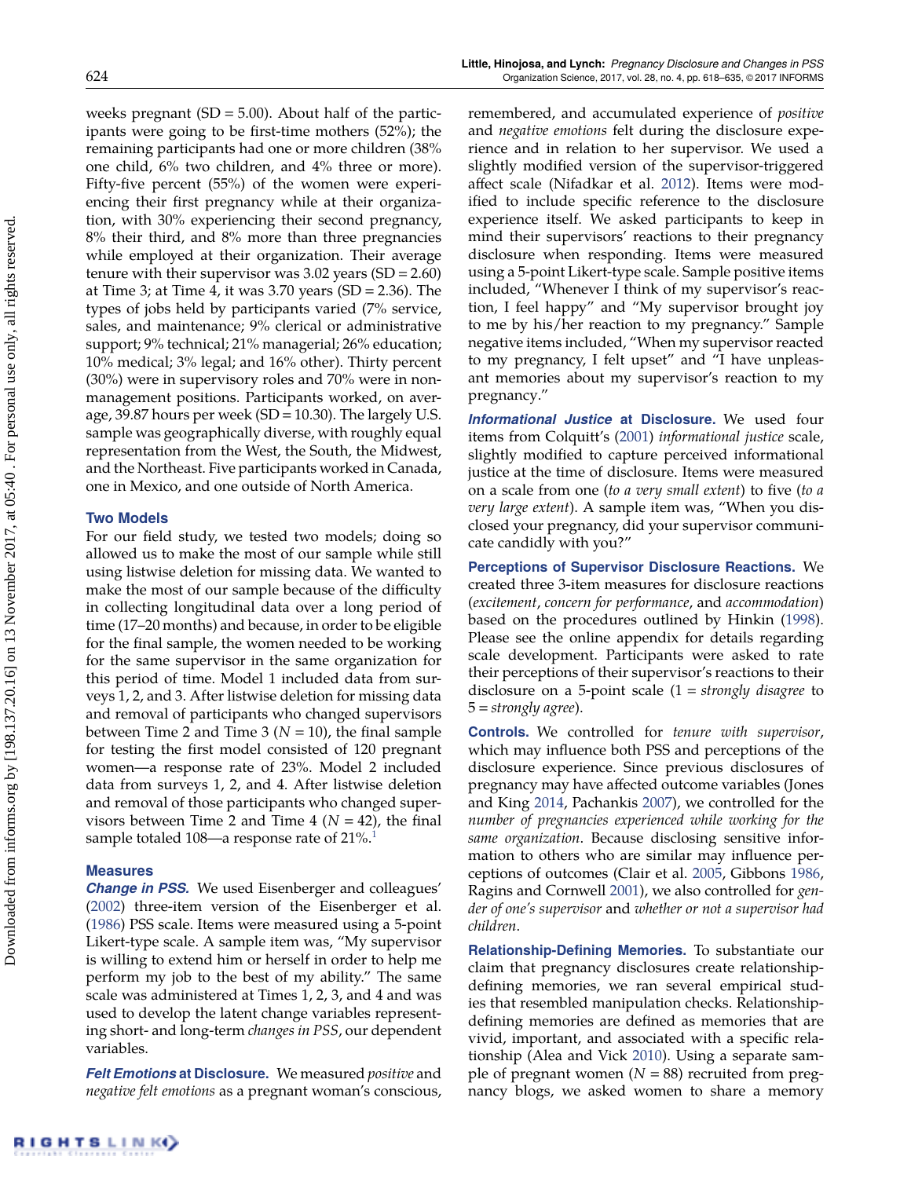weeks pregnant (SD = 5.00). About half of the participants were going to be first-time mothers (52%); the remaining participants had one or more children (38% one child, 6% two children, and 4% three or more). Fifty-five percent (55%) of the women were experiencing their first pregnancy while at their organization, with 30% experiencing their second pregnancy, 8% their third, and 8% more than three pregnancies while employed at their organization. Their average tenure with their supervisor was 3.02 years (SD = 2.60) at Time 3; at Time 4, it was 3.70 years (SD = 2.36). The types of jobs held by participants varied (7% service, sales, and maintenance; 9% clerical or administrative support; 9% technical; 21% managerial; 26% education; 10% medical; 3% legal; and 16% other). Thirty percent (30%) were in supervisory roles and 70% were in non-management positions. Participants worked, on average, 39.87 hours per week (SD = 10.30). The largely U.S. sample was geographically diverse, with roughly equal representation from the West, the South, the Midwest, and the Northeast. Five participants worked in Canada, one in Mexico, and one outside of North America.

### Two Models

For our field study, we tested two models; doing so allowed us to make the most of our sample while still using listwise deletion for missing data. We wanted to make the most of our sample because of the difficulty in collecting longitudinal data over a long period of time (17–20 months) and because, in order to be eligible for the final sample, the women needed to be working for the same supervisor in the same organization for this period of time. Model 1 included data from surveys 1, 2, and 3. After listwise deletion for missing data and removal of participants who changed supervisors between Time 2 and Time 3 ($N = 10$), the final sample for testing the first model consisted of 120 pregnant women—a response rate of 23%. Model 2 included data from surveys 1, 2, and 4. After listwise deletion and removal of those participants who changed supervisors between Time 2 and Time 4 ($N = 42$), the final sample totaled 108—a response rate of 21%.[1]

### Measures

***Change in PSS.*** We used Eisenberger and colleagues' (2002) three-item version of the Eisenberger et al. (1986) PSS scale. Items were measured using a 5-point Likert-type scale. A sample item was, "My supervisor is willing to extend him or herself in order to help me perform my job to the best of my ability." The same scale was administered at Times 1, 2, 3, and 4 and was used to develop the latent change variables representing short- and long-term *changes in PSS*, our dependent variables.

***Felt Emotions* at Disclosure.** We measured *positive* and *negative felt emotions* as a pregnant woman's conscious, remembered, and accumulated experience of *positive* and *negative emotions* felt during the disclosure experience and in relation to her supervisor. We used a slightly modified version of the supervisor-triggered affect scale (Nifadkar et al. 2012). Items were modified to include specific reference to the disclosure experience itself. We asked participants to keep in mind their supervisors' reactions to their pregnancy disclosure when responding. Items were measured using a 5-point Likert-type scale. Sample positive items included, "Whenever I think of my supervisor's reaction, I feel happy" and "My supervisor brought joy to me by his/her reaction to my pregnancy." Sample negative items included, "When my supervisor reacted to my pregnancy, I felt upset" and "I have unpleasant memories about my supervisor's reaction to my pregnancy."

***Informational Justice* at Disclosure.** We used four items from Colquitt's (2001) *informational justice* scale, slightly modified to capture perceived informational justice at the time of disclosure. Items were measured on a scale from one (*to a very small extent*) to five (*to a very large extent*). A sample item was, "When you disclosed your pregnancy, did your supervisor communicate candidly with you?"

**Perceptions of Supervisor Disclosure Reactions.** We created three 3-item measures for disclosure reactions (*excitement*, *concern for performance*, and *accommodation*) based on the procedures outlined by Hinkin (1998). Please see the online appendix for details regarding scale development. Participants were asked to rate their perceptions of their supervisor's reactions to their disclosure on a 5-point scale (1 = *strongly disagree* to 5 = *strongly agree*).

**Controls.** We controlled for *tenure with supervisor*, which may influence both PSS and perceptions of the disclosure experience. Since previous disclosures of pregnancy may have affected outcome variables (Jones and King 2014, Pachankis 2007), we controlled for the *number of pregnancies experienced while working for the same organization*. Because disclosing sensitive information to others who are similar may influence perceptions of outcomes (Clair et al. 2005, Gibbons 1986, Ragins and Cornwell 2001), we also controlled for *gender of one's supervisor* and *whether or not a supervisor had children*.

**Relationship-Defining Memories.** To substantiate our claim that pregnancy disclosures create relationship-defining memories, we ran several empirical studies that resembled manipulation checks. Relationship-defining memories are defined as memories that are vivid, important, and associated with a specific relationship (Alea and Vick 2010). Using a separate sample of pregnant women ($N = 88$) recruited from pregnancy blogs, we asked women to share a memory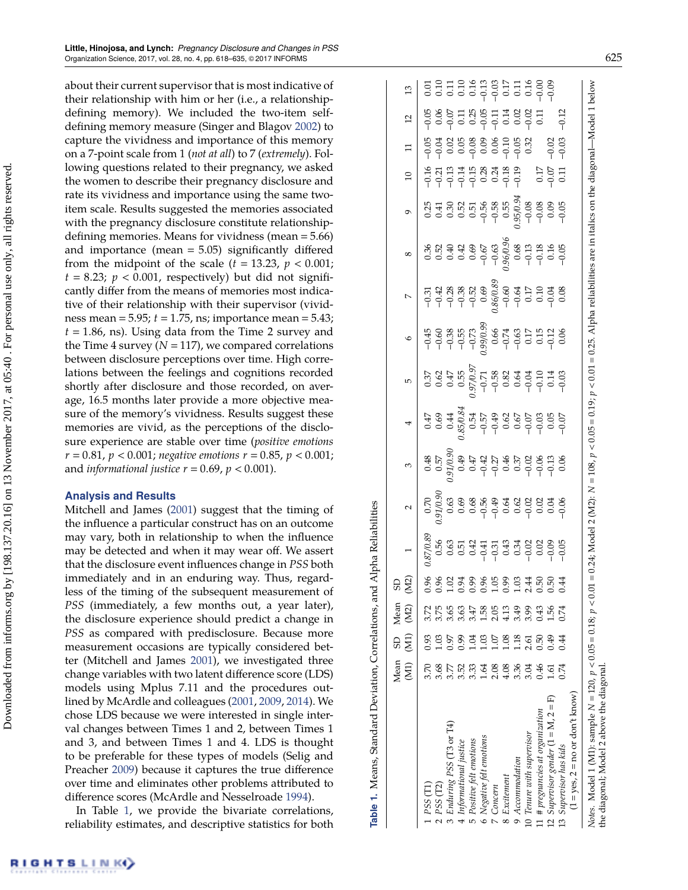about their current supervisor that is most indicative of their relationship with him or her (i.e., a relationship-defining memory). We included the two-item self-defining memory measure (Singer and Blagov 2002) to capture the vividness and importance of this memory on a 7-point scale from 1 (*not at all*) to 7 (*extremely*). Following questions related to their pregnancy, we asked the women to describe their pregnancy disclosure and rate its vividness and importance using the same two-item scale. Results suggested the memories associated with the pregnancy disclosure constitute relationship-defining memories. Means for vividness (mean = 5.66) and importance (mean = 5.05) significantly differed from the midpoint of the scale ($t = 13.23$, $p < 0.001$; $t = 8.23$; $p < 0.001$, respectively) but did not significantly differ from the means of memories most indicative of their relationship with their supervisor (vividness mean = 5.95; $t = 1.75$, ns; importance mean = 5.43; $t = 1.86$, ns). Using data from the Time 2 survey and the Time 4 survey ($N = 117$), we compared correlations between disclosure perceptions over time. High correlations between the feelings and cognitions recorded shortly after disclosure and those recorded, on average, 16.5 months later provide a more objective measure of the memory's vividness. Results suggest these memories are vivid, as the perceptions of the disclosure experience are stable over time (*positive emotions* $r = 0.81$, $p < 0.001$; *negative emotions* $r = 0.85$, $p < 0.001$; and *informational justice* $r = 0.69$, $p < 0.001$).

## Analysis and Results

Mitchell and James (2001) suggest that the timing of the influence a particular construct has on an outcome may vary, both in relationship to when the influence may be detected and when it may wear off. We assert that the disclosure event influences change in *PSS* both immediately and in an enduring way. Thus, regardless of the timing of the subsequent measurement of *PSS* (immediately, a few months out, a year later), the disclosure experience should predict a change in *PSS* as compared with predisclosure. Because more measurement occasions are typically considered better (Mitchell and James 2001), we investigated three change variables with two latent difference score (LDS) models using Mplus 7.11 and the procedures outlined by McArdle and colleagues (2001, 2009, 2014). We chose LDS because we were interested in single interval changes between Times 1 and 2, between Times 1 and 3, and between Times 1 and 4. LDS is thought to be preferable for these types of models (Selig and Preacher 2009) because it captures the true difference over time and eliminates other problems attributed to difference scores (McArdle and Nesselroade 1994).

In Table 1, we provide the bivariate correlations, reliability estimates, and descriptive statistics for both

**Table 1.** Means, Standard Deviation, Correlations, and Alpha Reliabilities

| | Mean (M1) | SD (M1) | Mean (M2) | SD (M2) | 1 | 2 | 3 | 4 | 5 | 6 | 7 | 8 | 9 | 10 | 11 | 12 | 13 |
|---|---|---|---|---|---|---|---|---|---|---|---|---|---|---|---|---|---|
| 1 *PSS* (T1) | 3.70 | 0.93 | 3.72 | 0.96 | *0.87/0.89* | 0.70 | 0.48 | 0.47 | 0.37 | −0.45 | −0.31 | 0.36 | 0.25 | −0.16 | −0.05 | −0.05 | 0.01 |
| 2 *PSS* (T2) | 3.68 | 1.03 | 3.75 | 0.96 | 0.56 | *0.91/0.90* | 0.57 | 0.69 | 0.62 | −0.60 | −0.42 | 0.52 | 0.41 | −0.21 | −0.04 | 0.06 | 0.10 |
| 3 *Enduring PSS* (T3 or T4) | 3.77 | 0.97 | 3.65 | 1.02 | 0.63 | 0.63 | *0.91/0.90* | 0.44 | 0.47 | −0.38 | −0.28 | 0.40 | 0.30 | −0.13 | 0.02 | −0.07 | 0.11 |
| 4 *Informational justice* | 3.52 | 0.99 | 3.63 | 0.94 | 0.51 | 0.69 | 0.49 | *0.85/0.84* | 0.55 | −0.55 | −0.38 | 0.42 | 0.52 | −0.14 | 0.05 | 0.11 | 0.10 |
| 5 *Positive felt emotions* | 3.33 | 1.04 | 3.47 | 0.99 | 0.42 | 0.68 | 0.47 | 0.54 | *0.97/0.97* | −0.73 | −0.52 | 0.69 | 0.51 | −0.15 | −0.08 | 0.25 | 0.16 |
| 6 *Negative felt emotions* | 1.64 | 1.03 | 1.58 | 0.96 | −0.41 | −0.56 | −0.42 | −0.57 | −0.71 | *0.99/0.99* | 0.69 | −0.67 | −0.56 | 0.28 | 0.09 | −0.05 | −0.13 |
| 7 *Concern* | 2.08 | 1.07 | 2.05 | 1.05 | −0.31 | −0.49 | −0.27 | −0.49 | −0.58 | 0.66 | *0.86/0.89* | −0.63 | −0.58 | 0.24 | 0.06 | −0.11 | −0.03 |
| 8 *Excitement* | 4.08 | 1.08 | 4.13 | 0.99 | 0.43 | 0.64 | 0.46 | 0.62 | 0.82 | −0.74 | −0.60 | *0.96/0.96* | 0.55 | −0.18 | −0.10 | 0.14 | 0.17 |
| 9 *Accommodation* | 3.36 | 1.18 | 3.49 | 1.03 | 0.34 | 0.62 | 0.37 | 0.67 | 0.64 | −0.63 | −0.64 | 0.68 | *0.95/0.94* | −0.19 | −0.05 | 0.02 | 0.11 |
| 10 *Tenure with supervisor* | 3.04 | 2.61 | 3.99 | 2.44 | −0.02 | −0.02 | −0.02 | −0.07 | −0.04 | 0.17 | 0.17 | −0.13 | −0.08 | | 0.32 | −0.02 | 0.16 |
| 11 *# pregnancies at organization* | 0.46 | 0.50 | 0.43 | 0.50 | 0.02 | 0.02 | −0.06 | −0.03 | −0.10 | 0.15 | 0.10 | −0.18 | −0.08 | 0.17 | | 0.11 | −0.00 |
| 12 *Supervisor gender* (1 = M, 2 = F) | 1.61 | 0.49 | 1.56 | 0.50 | −0.09 | 0.04 | −0.13 | 0.05 | 0.14 | −0.12 | −0.04 | 0.16 | 0.09 | −0.07 | −0.02 | | −0.09 |
| 13 *Supervisor has kids* (1 = yes, 2 = no or don't know) | 0.74 | 0.44 | 0.74 | 0.44 | −0.05 | −0.06 | 0.06 | −0.07 | −0.03 | 0.06 | 0.08 | −0.05 | −0.05 | 0.11 | −0.03 | −0.12 | |

*Notes.* Model 1 (M1): sample $N = 120$, $p < 0.05 = 0.18$; $p < 0.01 = 0.24$; Model 2 (M2): $N = 108$, $p < 0.05 = 0.19$; $p < 0.01 = 0.25$. Alpha reliabilities are in italics on the diagonal—Model 1 below the diagonal; Model 2 above the diagonal.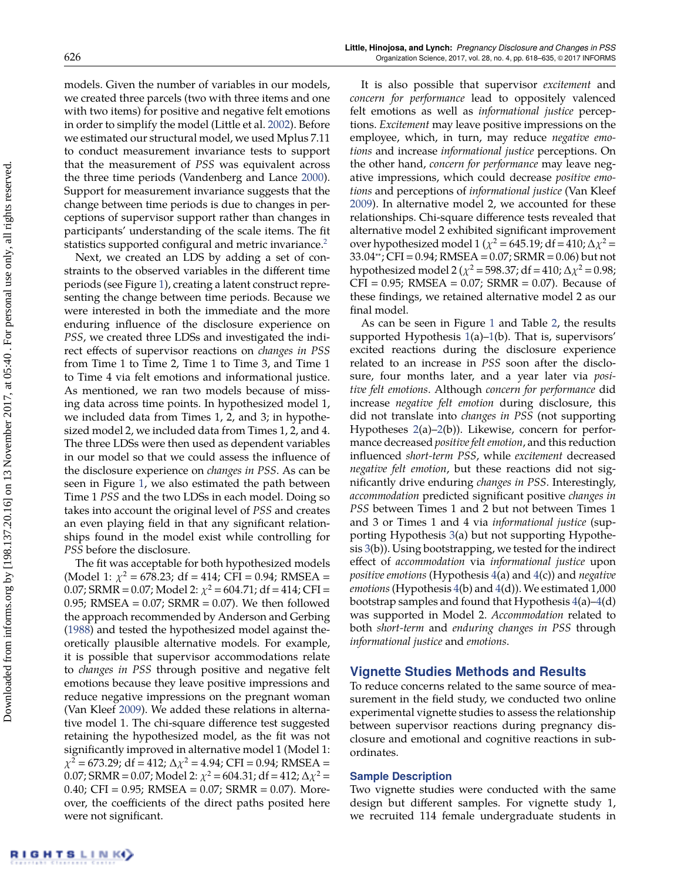models. Given the number of variables in our models, we created three parcels (two with three items and one with two items) for positive and negative felt emotions in order to simplify the model (Little et al. 2002). Before we estimated our structural model, we used Mplus 7.11 to conduct measurement invariance tests to support that the measurement of *PSS* was equivalent across the three time periods (Vandenberg and Lance 2000). Support for measurement invariance suggests that the change between time periods is due to changes in perceptions of supervisor support rather than changes in participants' understanding of the scale items. The fit statistics supported configural and metric invariance.[2]

Next, we created an LDS by adding a set of constraints to the observed variables in the different time periods (see Figure 1), creating a latent construct representing the change between time periods. Because we were interested in both the immediate and the more enduring influence of the disclosure experience on *PSS*, we created three LDSs and investigated the indirect effects of supervisor reactions on *changes in PSS* from Time 1 to Time 2, Time 1 to Time 3, and Time 1 to Time 4 via felt emotions and informational justice. As mentioned, we ran two models because of missing data across time points. In hypothesized model 1, we included data from Times 1, 2, and 3; in hypothesized model 2, we included data from Times 1, 2, and 4. The three LDSs were then used as dependent variables in our model so that we could assess the influence of the disclosure experience on *changes in PSS*. As can be seen in Figure 1, we also estimated the path between Time 1 *PSS* and the two LDSs in each model. Doing so takes into account the original level of *PSS* and creates an even playing field in that any significant relationships found in the model exist while controlling for *PSS* before the disclosure.

The fit was acceptable for both hypothesized models (Model 1: $\chi^2 = 678.23$; df = 414; CFI = 0.94; RMSEA = 0.07; SRMR = 0.07; Model 2: $\chi^2 = 604.71$; df = 414; CFI = 0.95; RMSEA = 0.07; SRMR = 0.07). We then followed the approach recommended by Anderson and Gerbing (1988) and tested the hypothesized model against theoretically plausible alternative models. For example, it is possible that supervisor accommodations relate to *changes in PSS* through positive and negative felt emotions because they leave positive impressions and reduce negative impressions on the pregnant woman (Van Kleef 2009). We added these relations in alternative model 1. The chi-square difference test suggested retaining the hypothesized model, as the fit was not significantly improved in alternative model 1 (Model 1: $\chi^2 = 673.29$; df = 412; $\Delta\chi^2 = 4.94$; CFI = 0.94; RMSEA = 0.07; SRMR = 0.07; Model 2: $\chi^2 = 604.31$; df = 412; $\Delta\chi^2 = 0.40$; CFI = 0.95; RMSEA = 0.07; SRMR = 0.07). Moreover, the coefficients of the direct paths posited here were not significant.

It is also possible that supervisor *excitement* and *concern for performance* lead to oppositely valenced felt emotions as well as *informational justice* perceptions. *Excitement* may leave positive impressions on the employee, which, in turn, may reduce *negative emotions* and increase *informational justice* perceptions. On the other hand, *concern for performance* may leave negative impressions, which could decrease *positive emotions* and perceptions of *informational justice* (Van Kleef 2009). In alternative model 2, we accounted for these relationships. Chi-square difference tests revealed that alternative model 2 exhibited significant improvement over hypothesized model 1 ($\chi^2 = 645.19$; df = 410; $\Delta\chi^2 = 33.04^{**}$; CFI = 0.94; RMSEA = 0.07; SRMR = 0.06) but not hypothesized model 2 ($\chi^2 = 598.37$; df = 410; $\Delta\chi^2 = 0.98$; CFI = 0.95; RMSEA = 0.07; SRMR = 0.07). Because of these findings, we retained alternative model 2 as our final model.

As can be seen in Figure 1 and Table 2, the results supported Hypothesis 1(a)–1(b). That is, supervisors' excited reactions during the disclosure experience related to an increase in *PSS* soon after the disclosure, four months later, and a year later via *positive felt emotions*. Although *concern for performance* did increase *negative felt emotion* during disclosure, this did not translate into *changes in PSS* (not supporting Hypotheses 2(a)–2(b)). Likewise, concern for performance decreased *positive felt emotion*, and this reduction influenced *short-term PSS*, while *excitement* decreased *negative felt emotion*, but these reactions did not significantly drive enduring *changes in PSS*. Interestingly, *accommodation* predicted significant positive *changes in PSS* between Times 1 and 2 but not between Times 1 and 3 or Times 1 and 4 via *informational justice* (supporting Hypothesis 3(a) but not supporting Hypothesis 3(b)). Using bootstrapping, we tested for the indirect effect of *accommodation* via *informational justice* upon *positive emotions* (Hypothesis 4(a) and 4(c)) and *negative emotions* (Hypothesis 4(b) and 4(d)). We estimated 1,000 bootstrap samples and found that Hypothesis 4(a)–4(d) was supported in Model 2. *Accommodation* related to both *short-term* and *enduring changes in PSS* through *informational justice* and *emotions*.

## Vignette Studies Methods and Results

To reduce concerns related to the same source of measurement in the field study, we conducted two online experimental vignette studies to assess the relationship between supervisor reactions during pregnancy disclosure and emotional and cognitive reactions in subordinates.

### Sample Description

Two vignette studies were conducted with the same design but different samples. For vignette study 1, we recruited 114 female undergraduate students in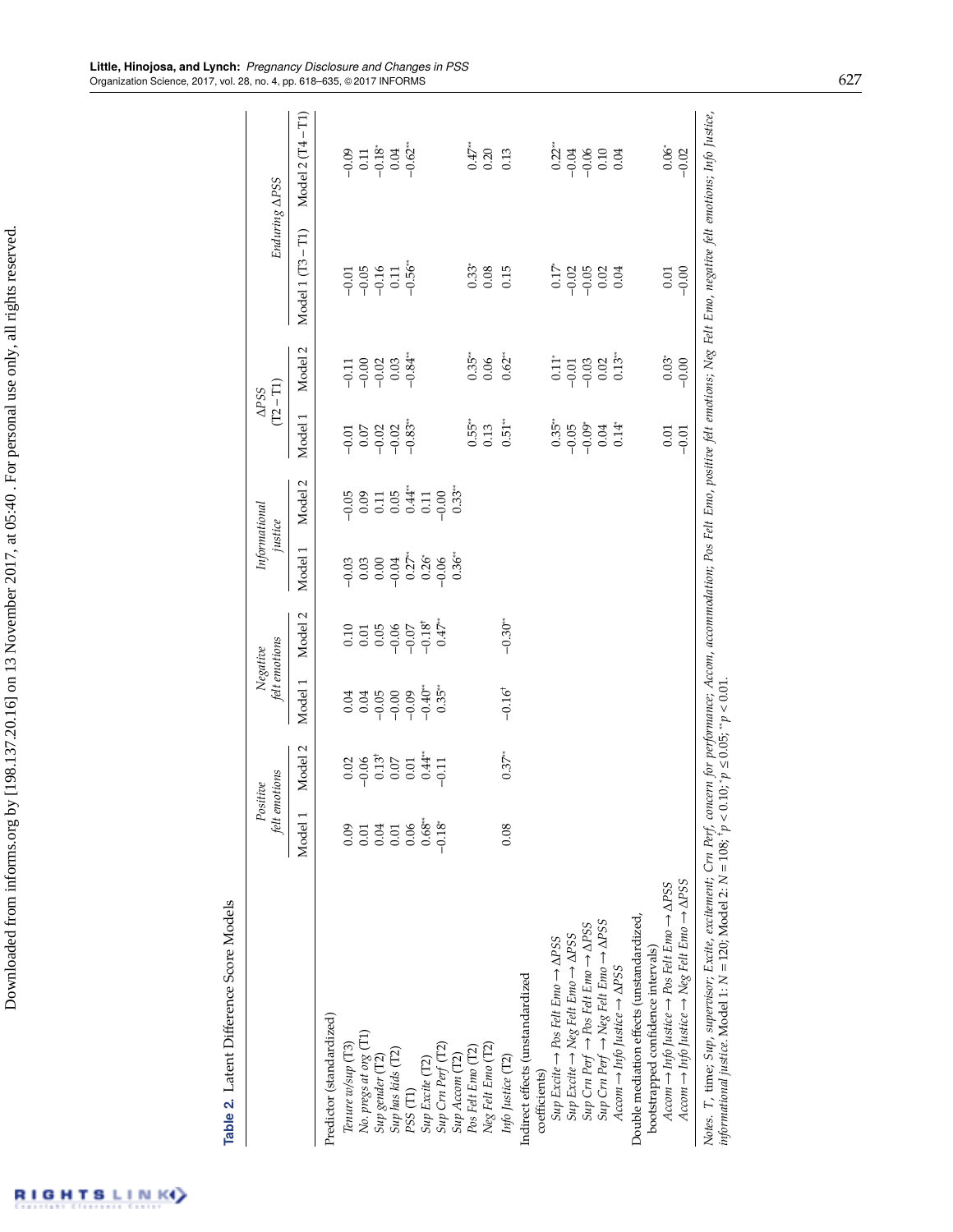**Table 2.** Latent Difference Score Models

| | Positive felt emotions | | Negative felt emotions | | Informational justice | | ΔPSS (T2 − T1) | | Enduring ΔPSS | |
|---|---|---|---|---|---|---|---|---|---|---|
| | Model 1 | Model 2 | Model 1 | Model 2 | Model 1 | Model 2 | Model 1 | Model 2 | Model 1 (T3 − T1) | Model 2 (T4 − T1) |
| Predictor (standardized) | | | | | | | | | | |
| *Tenure w/sup* (T3) | 0.09 | 0.02 | 0.04 | 0.10 | −0.03 | −0.05 | −0.01 | −0.11 | −0.01 | −0.09 |
| *No. pregs at org* (T1) | 0.01 | −0.06 | 0.04 | 0.01 | 0.03 | 0.09 | 0.07 | −0.00 | −0.05 | 0.11 |
| *Sup gender* (T2) | 0.04 | 0.13[†] | −0.05 | 0.05 | 0.00 | 0.11 | −0.02 | −0.02 | −0.16 | −0.18[*] |
| *Sup has kids* (T2) | 0.01 | 0.07 | −0.00 | −0.06 | −0.04 | 0.05 | −0.02 | 0.03 | 0.11 | 0.04 |
| *PSS* (T1) | 0.06 | 0.01 | −0.09 | −0.07 | 0.27[**] | 0.44[**] | −0.83[**] | −0.84[**] | −0.56[**] | −0.62[**] |
| *Sup Excite* (T2) | 0.68[**] | 0.44[**] | −0.40[*] | −0.18[†] | 0.26[*] | 0.11 | | | | |
| *Sup Crn Perf* (T2) | −0.18[*] | −0.11 | 0.35[*] | 0.47[**] | −0.06 | −0.00 | | | | |
| *Sup Accom* (T2) | | | | | 0.36[**] | 0.33[**] | | | | |
| *Pos Felt Emo* (T2) | | | | | | | 0.55[*] | 0.35[*] | 0.33[*] | 0.47[**] |
| *Neg Felt Emo* (T2) | | | | | | | 0.13 | 0.06 | 0.08 | 0.20 |
| *Info Justice* (T2) | 0.08 | 0.37[*] | −0.16[†] | −0.30[*] | | | 0.51[**] | 0.62[**] | 0.15 | 0.13 |
| Indirect effects (unstandardized coefficients) | | | | | | | | | | |
| *Sup Excite → Pos Felt Emo → ΔPSS* | | | | | | | 0.35[*] | 0.11[*] | 0.17[*] | 0.22[**] |
| *Sup Excite → Neg Felt Emo → ΔPSS* | | | | | | | −0.05 | −0.01 | −0.02 | −0.04 |
| *Sup Crn Perf → Pos Felt Emo → ΔPSS* | | | | | | | −0.09[*] | −0.03 | −0.05 | −0.06 |
| *Sup Crn Perf → Neg Felt Emo → ΔPSS* | | | | | | | 0.04 | 0.02 | 0.02 | 0.10 |
| *Accom → Info Justice → ΔPSS* | | | | | | | 0.14[*] | 0.13[**] | 0.04 | 0.04 |
| Double mediation effects (unstandardized, bootstrapped confidence intervals) | | | | | | | | | | |
| *Accom → Info Justice → Pos Felt Emo → ΔPSS* | | | | | | | 0.01 | 0.03[*] | 0.01 | 0.06[*] |
| *Accom → Info Justice → Neg Felt Emo → ΔPSS* | | | | | | | −0.01 | −0.00 | −0.00 | −0.02 |

*Notes.* T, time; Sup, supervisor; Excite, excitement; Crn Perf, concern for performance; Accom, accommodation; Pos Felt Emo, positive felt emotions; Neg Felt Emo, negative felt emotions; Info Justice, informational justice. Model 1: $N = 120$; Model 2: $N = 108$; [†]$p < 0.10$; [*]$p \leq 0.05$; [**]$p < 0.01$.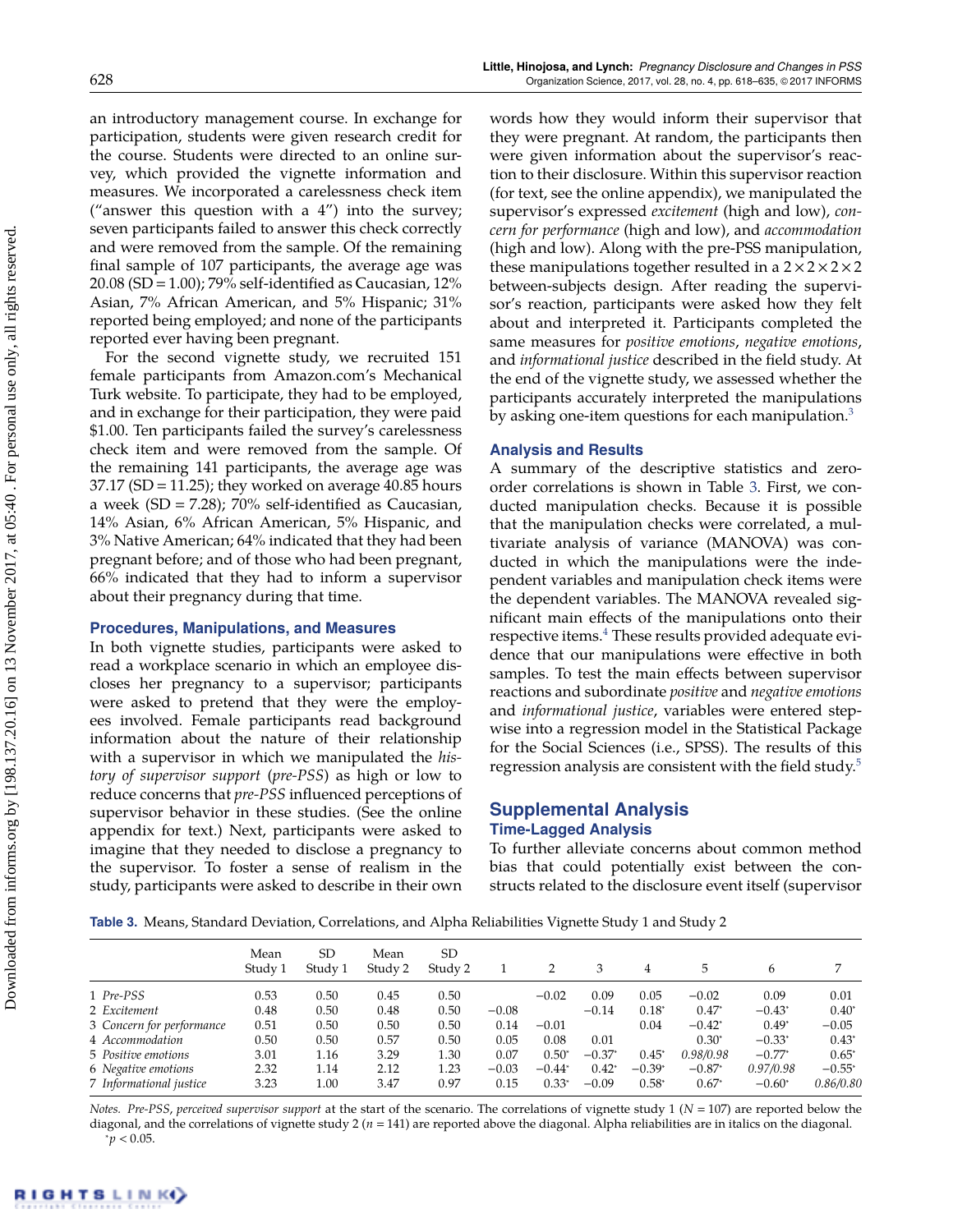an introductory management course. In exchange for participation, students were given research credit for the course. Students were directed to an online survey, which provided the vignette information and measures. We incorporated a carelessness check item ("answer this question with a 4") into the survey; seven participants failed to answer this check correctly and were removed from the sample. Of the remaining final sample of 107 participants, the average age was 20.08 (SD = 1.00); 79% self-identified as Caucasian, 12% Asian, 7% African American, and 5% Hispanic; 31% reported being employed; and none of the participants reported ever having been pregnant.

For the second vignette study, we recruited 151 female participants from Amazon.com's Mechanical Turk website. To participate, they had to be employed, and in exchange for their participation, they were paid $1.00. Ten participants failed the survey's carelessness check item and were removed from the sample. Of the remaining 141 participants, the average age was 37.17 (SD = 11.25); they worked on average 40.85 hours a week (SD = 7.28); 70% self-identified as Caucasian, 14% Asian, 6% African American, 5% Hispanic, and 3% Native American; 64% indicated that they had been pregnant before; and of those who had been pregnant, 66% indicated that they had to inform a supervisor about their pregnancy during that time.

### Procedures, Manipulations, and Measures

In both vignette studies, participants were asked to read a workplace scenario in which an employee discloses her pregnancy to a supervisor; participants were asked to pretend that they were the employees involved. Female participants read background information about the nature of their relationship with a supervisor in which we manipulated the *history of supervisor support* (*pre-PSS*) as high or low to reduce concerns that *pre-PSS* influenced perceptions of supervisor behavior in these studies. (See the online appendix for text.) Next, participants were asked to imagine that they needed to disclose a pregnancy to the supervisor. To foster a sense of realism in the study, participants were asked to describe in their own words how they would inform their supervisor that they were pregnant. At random, the participants then were given information about the supervisor's reaction to their disclosure. Within this supervisor reaction (for text, see the online appendix), we manipulated the supervisor's expressed *excitement* (high and low), *concern for performance* (high and low), and *accommodation* (high and low). Along with the pre-PSS manipulation, these manipulations together resulted in a 2 × 2 × 2 × 2 between-subjects design. After reading the supervisor's reaction, participants were asked how they felt about and interpreted it. Participants completed the same measures for *positive emotions*, *negative emotions*, and *informational justice* described in the field study. At the end of the vignette study, we assessed whether the participants accurately interpreted the manipulations by asking one-item questions for each manipulation.[3]

### Analysis and Results

A summary of the descriptive statistics and zero-order correlations is shown in Table 3. First, we conducted manipulation checks. Because it is possible that the manipulation checks were correlated, a multivariate analysis of variance (MANOVA) was conducted in which the manipulations were the independent variables and manipulation check items were the dependent variables. The MANOVA revealed significant main effects of the manipulations onto their respective items.[4] These results provided adequate evidence that our manipulations were effective in both samples. To test the main effects between supervisor reactions and subordinate *positive* and *negative emotions* and *informational justice*, variables were entered stepwise into a regression model in the Statistical Package for the Social Sciences (i.e., SPSS). The results of this regression analysis are consistent with the field study.[5]

## Supplemental Analysis

### Time-Lagged Analysis

To further alleviate concerns about common method bias that could potentially exist between the constructs related to the disclosure event itself (supervisor

**Table 3.** Means, Standard Deviation, Correlations, and Alpha Reliabilities Vignette Study 1 and Study 2

| | Mean Study 1 | SD Study 1 | Mean Study 2 | SD Study 2 | 1 | 2 | 3 | 4 | 5 | 6 | 7 |
|---|---|---|---|---|---|---|---|---|---|---|---|
| 1 *Pre-PSS* | 0.53 | 0.50 | 0.45 | 0.50 | | −0.02 | 0.09 | 0.05 | −0.02 | 0.09 | 0.01 |
| 2 *Excitement* | 0.48 | 0.50 | 0.48 | 0.50 | −0.08 | | −0.14 | 0.18* | 0.47* | −0.43* | 0.40* |
| 3 *Concern for performance* | 0.51 | 0.50 | 0.50 | 0.50 | 0.14 | −0.01 | | 0.04 | −0.42* | 0.49* | −0.05 |
| 4 *Accommodation* | 0.50 | 0.50 | 0.57 | 0.50 | 0.05 | 0.08 | 0.01 | | 0.30* | −0.33* | 0.43* |
| 5 *Positive emotions* | 3.01 | 1.16 | 3.29 | 1.30 | 0.07 | 0.50* | −0.37* | 0.45* | *0.98/0.98* | −0.77* | 0.65* |
| 6 *Negative emotions* | 2.32 | 1.14 | 2.12 | 1.23 | −0.03 | −0.44* | 0.42* | −0.39* | −0.87* | *0.97/0.98* | −0.55* |
| 7 *Informational justice* | 3.23 | 1.00 | 3.47 | 0.97 | 0.15 | 0.33* | −0.09 | 0.58* | 0.67* | −0.60* | *0.86/0.80* |

*Notes.* *Pre-PSS*, *perceived supervisor support* at the start of the scenario. The correlations of vignette study 1 ($N = 107$) are reported below the diagonal, and the correlations of vignette study 2 ($n = 141$) are reported above the diagonal. Alpha reliabilities are in italics on the diagonal.
*$p < 0.05$.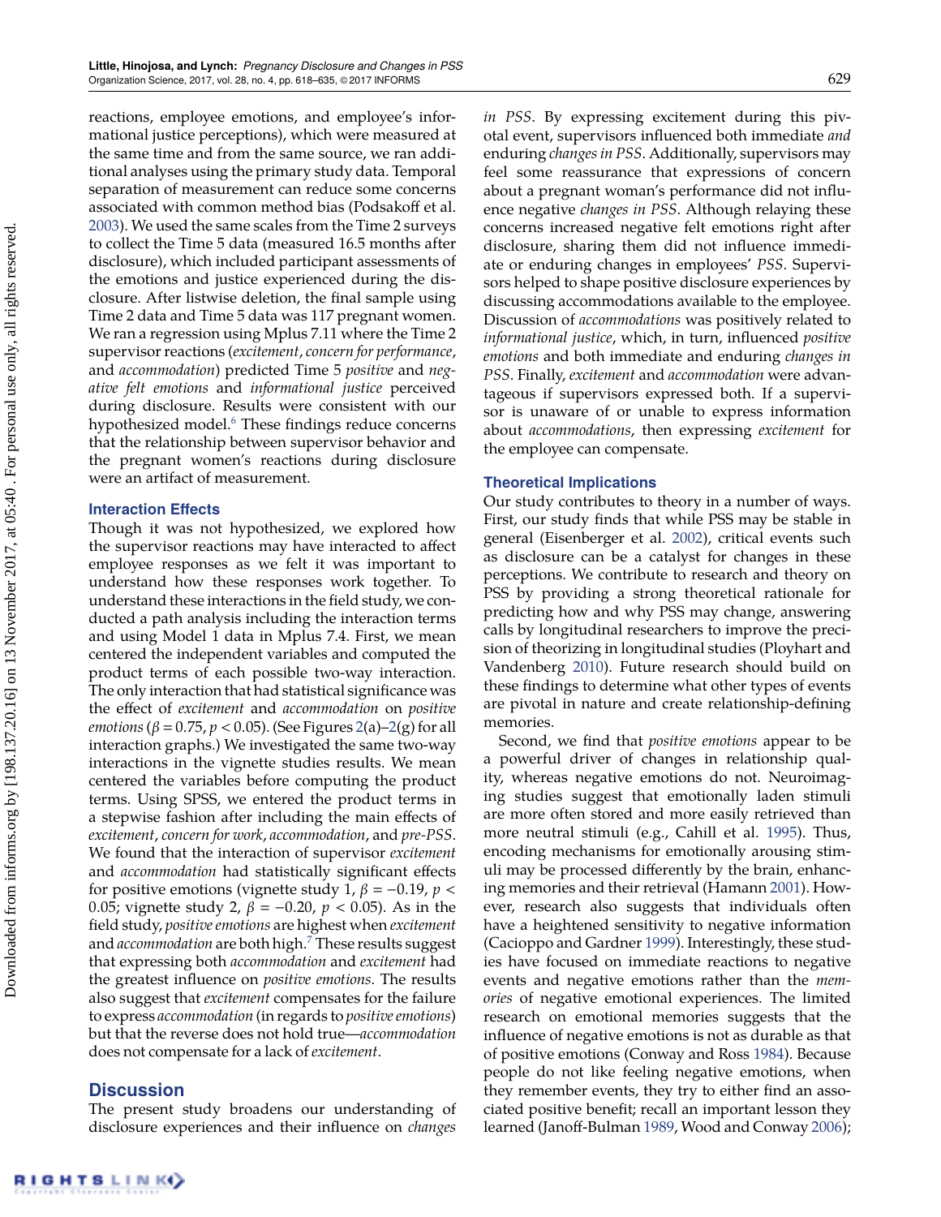reactions, employee emotions, and employee's informational justice perceptions), which were measured at the same time and from the same source, we ran additional analyses using the primary study data. Temporal separation of measurement can reduce some concerns associated with common method bias (Podsakoff et al. 2003). We used the same scales from the Time 2 surveys to collect the Time 5 data (measured 16.5 months after disclosure), which included participant assessments of the emotions and justice experienced during the disclosure. After listwise deletion, the final sample using Time 2 data and Time 5 data was 117 pregnant women. We ran a regression using Mplus 7.11 where the Time 2 supervisor reactions (*excitement*, *concern for performance*, and *accommodation*) predicted Time 5 *positive* and *negative felt emotions* and *informational justice* perceived during disclosure. Results were consistent with our hypothesized model.[6] These findings reduce concerns that the relationship between supervisor behavior and the pregnant women's reactions during disclosure were an artifact of measurement.

### Interaction Effects

Though it was not hypothesized, we explored how the supervisor reactions may have interacted to affect employee responses as we felt it was important to understand how these responses work together. To understand these interactions in the field study, we conducted a path analysis including the interaction terms and using Model 1 data in Mplus 7.4. First, we mean centered the independent variables and computed the product terms of each possible two-way interaction. The only interaction that had statistical significance was the effect of *excitement* and *accommodation* on *positive emotions* ($\beta = 0.75$, $p < 0.05$). (See Figures 2(a)–2(g) for all interaction graphs.) We investigated the same two-way interactions in the vignette studies results. We mean centered the variables before computing the product terms. Using SPSS, we entered the product terms in a stepwise fashion after including the main effects of *excitement*, *concern for work*, *accommodation*, and *pre-PSS*. We found that the interaction of supervisor *excitement* and *accommodation* had statistically significant effects for positive emotions (vignette study 1, $\beta = -0.19$, $p < 0.05$; vignette study 2, $\beta = -0.20$, $p < 0.05$). As in the field study, *positive emotions* are highest when *excitement* and *accommodation* are both high.[7] These results suggest that expressing both *accommodation* and *excitement* had the greatest influence on *positive emotions*. The results also suggest that *excitement* compensates for the failure to express *accommodation* (in regards to *positive emotions*) but that the reverse does not hold true—*accommodation* does not compensate for a lack of *excitement*.

## Discussion

The present study broadens our understanding of disclosure experiences and their influence on *changes in PSS*. By expressing excitement during this pivotal event, supervisors influenced both immediate *and* enduring *changes in PSS*. Additionally, supervisors may feel some reassurance that expressions of concern about a pregnant woman's performance did not influence negative *changes in PSS*. Although relaying these concerns increased negative felt emotions right after disclosure, sharing them did not influence immediate or enduring changes in employees' *PSS*. Supervisors helped to shape positive disclosure experiences by discussing accommodations available to the employee. Discussion of *accommodations* was positively related to *informational justice*, which, in turn, influenced *positive emotions* and both immediate and enduring *changes in PSS*. Finally, *excitement* and *accommodation* were advantageous if supervisors expressed both. If a supervisor is unaware of or unable to express information about *accommodations*, then expressing *excitement* for the employee can compensate.

### Theoretical Implications

Our study contributes to theory in a number of ways. First, our study finds that while PSS may be stable in general (Eisenberger et al. 2002), critical events such as disclosure can be a catalyst for changes in these perceptions. We contribute to research and theory on PSS by providing a strong theoretical rationale for predicting how and why PSS may change, answering calls by longitudinal researchers to improve the precision of theorizing in longitudinal studies (Ployhart and Vandenberg 2010). Future research should build on these findings to determine what other types of events are pivotal in nature and create relationship-defining memories.

Second, we find that *positive emotions* appear to be a powerful driver of changes in relationship quality, whereas negative emotions do not. Neuroimaging studies suggest that emotionally laden stimuli are more often stored and more easily retrieved than more neutral stimuli (e.g., Cahill et al. 1995). Thus, encoding mechanisms for emotionally arousing stimuli may be processed differently by the brain, enhancing memories and their retrieval (Hamann 2001). However, research also suggests that individuals often have a heightened sensitivity to negative information (Cacioppo and Gardner 1999). Interestingly, these studies have focused on immediate reactions to negative events and negative emotions rather than the *memories* of negative emotional experiences. The limited research on emotional memories suggests that the influence of negative emotions is not as durable as that of positive emotions (Conway and Ross 1984). Because people do not like feeling negative emotions, when they remember events, they try to either find an associated positive benefit; recall an important lesson they learned (Janoff-Bulman 1989, Wood and Conway 2006);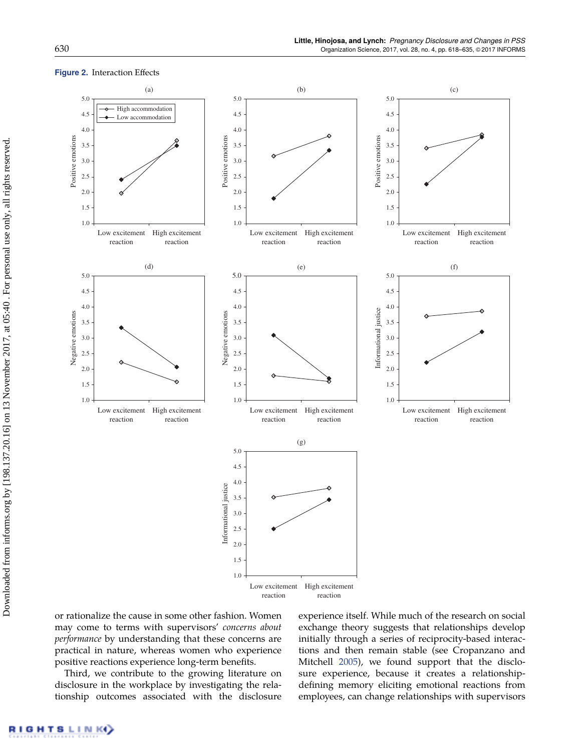**Figure 2.** Interaction Effects

or rationalize the cause in some other fashion. Women may come to terms with supervisors' *concerns about performance* by understanding that these concerns are practical in nature, whereas women who experience positive reactions experience long-term benefits.

Third, we contribute to the growing literature on disclosure in the workplace by investigating the relationship outcomes associated with the disclosure experience itself. While much of the research on social exchange theory suggests that relationships develop initially through a series of reciprocity-based interactions and then remain stable (see Cropanzano and Mitchell 2005), we found support that the disclosure experience, because it creates a relationship-defining memory eliciting emotional reactions from employees, can change relationships with supervisors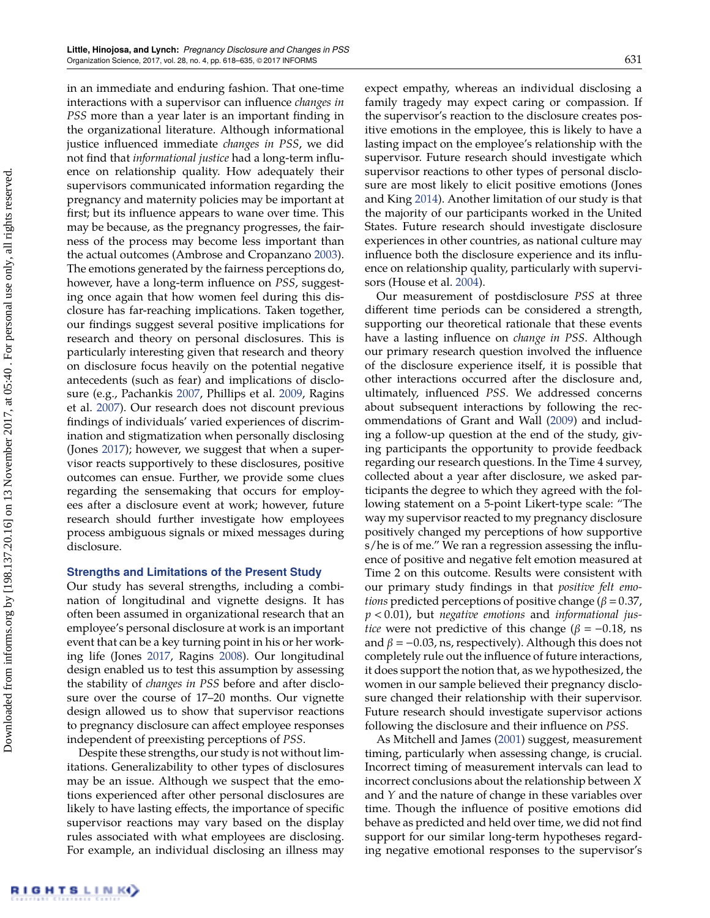in an immediate and enduring fashion. That one-time interactions with a supervisor can influence *changes in PSS* more than a year later is an important finding in the organizational literature. Although informational justice influenced immediate *changes in PSS*, we did not find that *informational justice* had a long-term influence on relationship quality. How adequately their supervisors communicated information regarding the pregnancy and maternity policies may be important at first; but its influence appears to wane over time. This may be because, as the pregnancy progresses, the fairness of the process may become less important than the actual outcomes (Ambrose and Cropanzano 2003). The emotions generated by the fairness perceptions do, however, have a long-term influence on *PSS*, suggesting once again that how women feel during this disclosure has far-reaching implications. Taken together, our findings suggest several positive implications for research and theory on personal disclosures. This is particularly interesting given that research and theory on disclosure focus heavily on the potential negative antecedents (such as fear) and implications of disclosure (e.g., Pachankis 2007, Phillips et al. 2009, Ragins et al. 2007). Our research does not discount previous findings of individuals' varied experiences of discrimination and stigmatization when personally disclosing (Jones 2017); however, we suggest that when a supervisor reacts supportively to these disclosures, positive outcomes can ensue. Further, we provide some clues regarding the sensemaking that occurs for employees after a disclosure event at work; however, future research should further investigate how employees process ambiguous signals or mixed messages during disclosure.

### Strengths and Limitations of the Present Study

Our study has several strengths, including a combination of longitudinal and vignette designs. It has often been assumed in organizational research that an employee's personal disclosure at work is an important event that can be a key turning point in his or her working life (Jones 2017, Ragins 2008). Our longitudinal design enabled us to test this assumption by assessing the stability of *changes in PSS* before and after disclosure over the course of 17–20 months. Our vignette design allowed us to show that supervisor reactions to pregnancy disclosure can affect employee responses independent of preexisting perceptions of *PSS*.

Despite these strengths, our study is not without limitations. Generalizability to other types of disclosures may be an issue. Although we suspect that the emotions experienced after other personal disclosures are likely to have lasting effects, the importance of specific supervisor reactions may vary based on the display rules associated with what employees are disclosing. For example, an individual disclosing an illness may expect empathy, whereas an individual disclosing a family tragedy may expect caring or compassion. If the supervisor's reaction to the disclosure creates positive emotions in the employee, this is likely to have a lasting impact on the employee's relationship with the supervisor. Future research should investigate which supervisor reactions to other types of personal disclosure are most likely to elicit positive emotions (Jones and King 2014). Another limitation of our study is that the majority of our participants worked in the United States. Future research should investigate disclosure experiences in other countries, as national culture may influence both the disclosure experience and its influence on relationship quality, particularly with supervisors (House et al. 2004).

Our measurement of postdisclosure *PSS* at three different time periods can be considered a strength, supporting our theoretical rationale that these events have a lasting influence on *change in PSS*. Although our primary research question involved the influence of the disclosure experience itself, it is possible that other interactions occurred after the disclosure and, ultimately, influenced *PSS*. We addressed concerns about subsequent interactions by following the recommendations of Grant and Wall (2009) and including a follow-up question at the end of the study, giving participants the opportunity to provide feedback regarding our research questions. In the Time 4 survey, collected about a year after disclosure, we asked participants the degree to which they agreed with the following statement on a 5-point Likert-type scale: "The way my supervisor reacted to my pregnancy disclosure positively changed my perceptions of how supportive s/he is of me." We ran a regression assessing the influence of positive and negative felt emotion measured at Time 2 on this outcome. Results were consistent with our primary study findings in that *positive felt emotions* predicted perceptions of positive change ($\beta = 0.37$, $p < 0.01$), but *negative emotions* and *informational justice* were not predictive of this change ($\beta = -0.18$, ns and $\beta = -0.03$, ns, respectively). Although this does not completely rule out the influence of future interactions, it does support the notion that, as we hypothesized, the women in our sample believed their pregnancy disclosure changed their relationship with their supervisor. Future research should investigate supervisor actions following the disclosure and their influence on *PSS*.

As Mitchell and James (2001) suggest, measurement timing, particularly when assessing change, is crucial. Incorrect timing of measurement intervals can lead to incorrect conclusions about the relationship between $X$ and $Y$ and the nature of change in these variables over time. Though the influence of positive emotions did behave as predicted and held over time, we did not find support for our similar long-term hypotheses regarding negative emotional responses to the supervisor's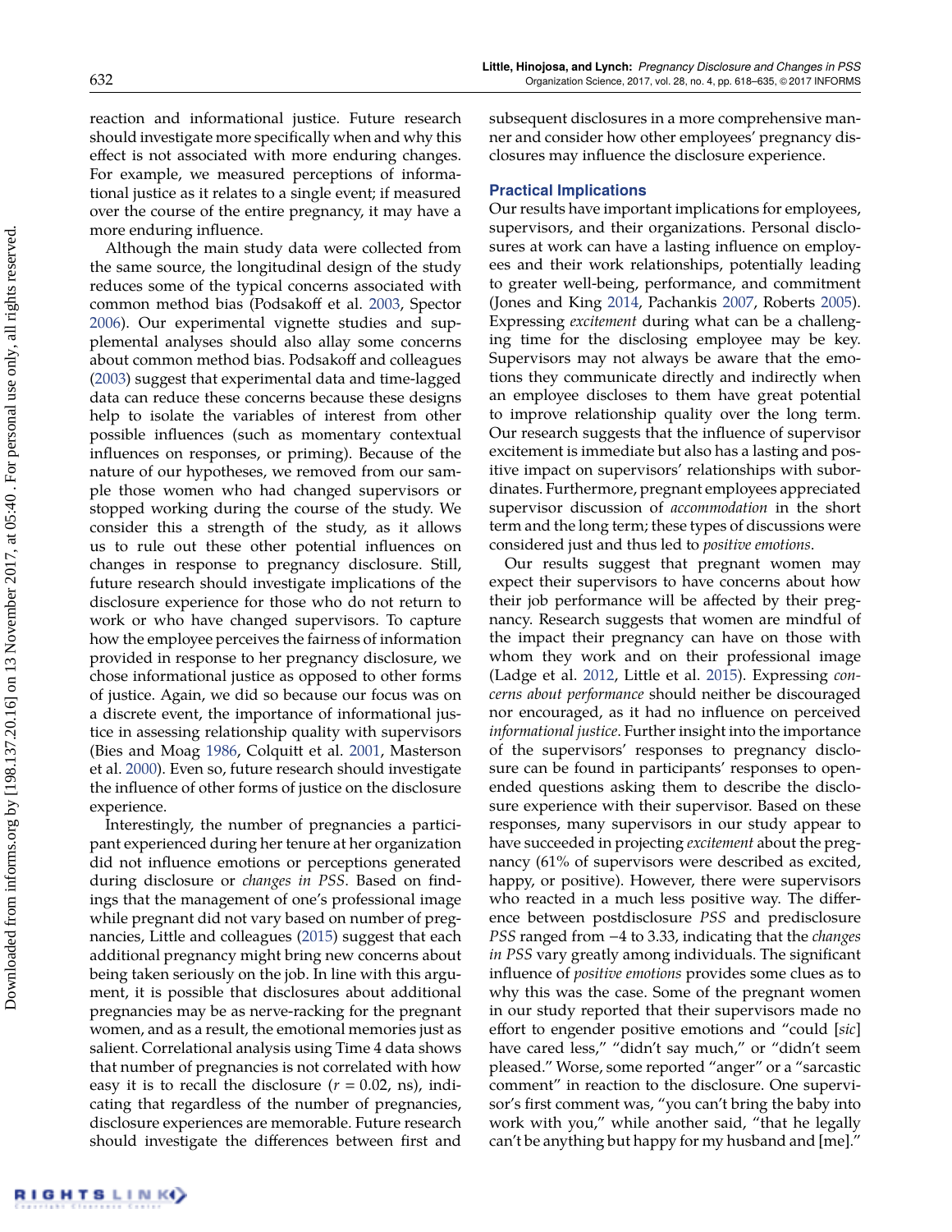reaction and informational justice. Future research should investigate more specifically when and why this effect is not associated with more enduring changes. For example, we measured perceptions of informational justice as it relates to a single event; if measured over the course of the entire pregnancy, it may have a more enduring influence.

Although the main study data were collected from the same source, the longitudinal design of the study reduces some of the typical concerns associated with common method bias (Podsakoff et al. 2003, Spector 2006). Our experimental vignette studies and supplemental analyses should also allay some concerns about common method bias. Podsakoff and colleagues (2003) suggest that experimental data and time-lagged data can reduce these concerns because these designs help to isolate the variables of interest from other possible influences (such as momentary contextual influences on responses, or priming). Because of the nature of our hypotheses, we removed from our sample those women who had changed supervisors or stopped working during the course of the study. We consider this a strength of the study, as it allows us to rule out these other potential influences on changes in response to pregnancy disclosure. Still, future research should investigate implications of the disclosure experience for those who do not return to work or who have changed supervisors. To capture how the employee perceives the fairness of information provided in response to her pregnancy disclosure, we chose informational justice as opposed to other forms of justice. Again, we did so because our focus was on a discrete event, the importance of informational justice in assessing relationship quality with supervisors (Bies and Moag 1986, Colquitt et al. 2001, Masterson et al. 2000). Even so, future research should investigate the influence of other forms of justice on the disclosure experience.

Interestingly, the number of pregnancies a participant experienced during her tenure at her organization did not influence emotions or perceptions generated during disclosure or *changes in PSS*. Based on findings that the management of one's professional image while pregnant did not vary based on number of pregnancies, Little and colleagues (2015) suggest that each additional pregnancy might bring new concerns about being taken seriously on the job. In line with this argument, it is possible that disclosures about additional pregnancies may be as nerve-racking for the pregnant women, and as a result, the emotional memories just as salient. Correlational analysis using Time 4 data shows that number of pregnancies is not correlated with how easy it is to recall the disclosure ($r = 0.02$, ns), indicating that regardless of the number of pregnancies, disclosure experiences are memorable. Future research should investigate the differences between first and subsequent disclosures in a more comprehensive manner and consider how other employees' pregnancy disclosures may influence the disclosure experience.

### Practical Implications

Our results have important implications for employees, supervisors, and their organizations. Personal disclosures at work can have a lasting influence on employees and their work relationships, potentially leading to greater well-being, performance, and commitment (Jones and King 2014, Pachankis 2007, Roberts 2005). Expressing *excitement* during what can be a challenging time for the disclosing employee may be key. Supervisors may not always be aware that the emotions they communicate directly and indirectly when an employee discloses to them have great potential to improve relationship quality over the long term. Our research suggests that the influence of supervisor excitement is immediate but also has a lasting and positive impact on supervisors' relationships with subordinates. Furthermore, pregnant employees appreciated supervisor discussion of *accommodation* in the short term and the long term; these types of discussions were considered just and thus led to *positive emotions*.

Our results suggest that pregnant women may expect their supervisors to have concerns about how their job performance will be affected by their pregnancy. Research suggests that women are mindful of the impact their pregnancy can have on those with whom they work and on their professional image (Ladge et al. 2012, Little et al. 2015). Expressing *concerns about performance* should neither be discouraged nor encouraged, as it had no influence on perceived *informational justice*. Further insight into the importance of the supervisors' responses to pregnancy disclosure can be found in participants' responses to open-ended questions asking them to describe the disclosure experience with their supervisor. Based on these responses, many supervisors in our study appear to have succeeded in projecting *excitement* about the pregnancy (61% of supervisors were described as excited, happy, or positive). However, there were supervisors who reacted in a much less positive way. The difference between postdisclosure *PSS* and predisclosure *PSS* ranged from −4 to 3.33, indicating that the *changes in PSS* vary greatly among individuals. The significant influence of *positive emotions* provides some clues as to why this was the case. Some of the pregnant women in our study reported that their supervisors made no effort to engender positive emotions and "could [*sic*] have cared less," "didn't say much," or "didn't seem pleased." Worse, some reported "anger" or a "sarcastic comment" in reaction to the disclosure. One supervisor's first comment was, "you can't bring the baby into work with you," while another said, "that he legally can't be anything but happy for my husband and [me]."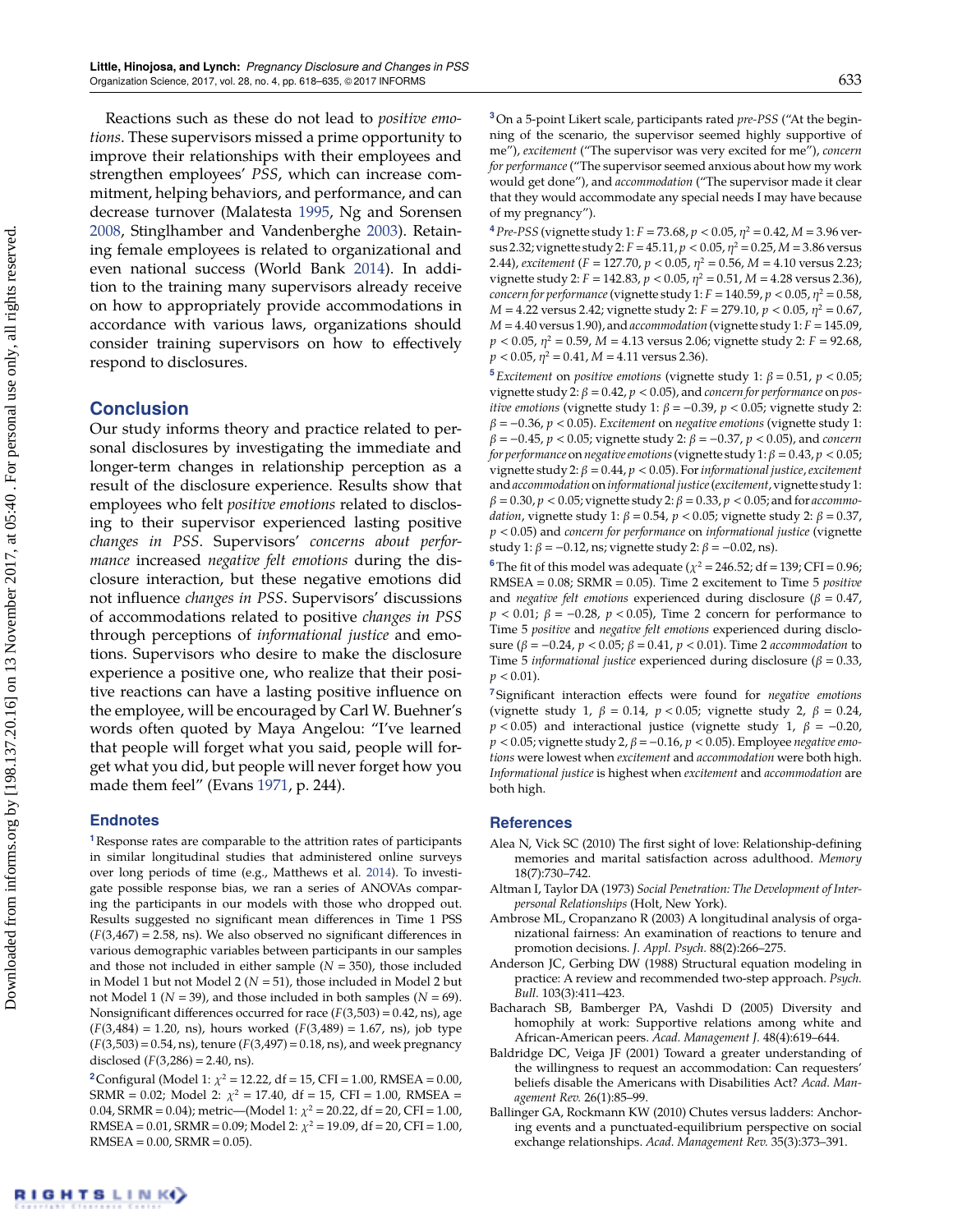Reactions such as these do not lead to *positive emotions*. These supervisors missed a prime opportunity to improve their relationships with their employees and strengthen employees' *PSS*, which can increase commitment, helping behaviors, and performance, and can decrease turnover (Malatesta 1995, Ng and Sorensen 2008, Stinglhamber and Vandenberghe 2003). Retaining female employees is related to organizational and even national success (World Bank 2014). In addition to the training many supervisors already receive on how to appropriately provide accommodations in accordance with various laws, organizations should consider training supervisors on how to effectively respond to disclosures.

## Conclusion

Our study informs theory and practice related to personal disclosures by investigating the immediate and longer-term changes in relationship perception as a result of the disclosure experience. Results show that employees who felt *positive emotions* related to disclosing to their supervisor experienced lasting positive *changes in PSS*. Supervisors' *concerns about performance* increased *negative felt emotions* during the disclosure interaction, but these negative emotions did not influence *changes in PSS*. Supervisors' discussions of accommodations related to positive *changes in PSS* through perceptions of *informational justice* and emotions. Supervisors who desire to make the disclosure experience a positive one, who realize that their positive reactions can have a lasting positive influence on the employee, will be encouraged by Carl W. Buehner's words often quoted by Maya Angelou: "I've learned that people will forget what you said, people will forget what you did, but people will never forget how you made them feel" (Evans 1971, p. 244).

### Endnotes

[1] Response rates are comparable to the attrition rates of participants in similar longitudinal studies that administered online surveys over long periods of time (e.g., Matthews et al. 2014). To investigate possible response bias, we ran a series of ANOVAs comparing the participants in our models with those who dropped out. Results suggested no significant mean differences in Time 1 PSS ($F(3,467) = 2.58$, ns). We also observed no significant differences in various demographic variables between participants in our samples and those not included in either sample ($N = 350$), those included in Model 1 but not Model 2 ($N = 51$), those included in Model 2 but not Model 1 ($N = 39$), and those included in both samples ($N = 69$). Nonsignificant differences occurred for race ($F(3,503) = 0.42$, ns), age ($F(3,484) = 1.20$, ns), hours worked ($F(3,489) = 1.67$, ns), job type ($F(3,503) = 0.54$, ns), tenure ($F(3,497) = 0.18$, ns), and week pregnancy disclosed ($F(3,286) = 2.40$, ns).

[2] Configural (Model 1: $\chi^2 = 12.22$, df = 15, CFI = 1.00, RMSEA = 0.00, SRMR = 0.02; Model 2: $\chi^2 = 17.40$, df = 15, CFI = 1.00, RMSEA = 0.04, SRMR = 0.04); metric—(Model 1: $\chi^2 = 20.22$, df = 20, CFI = 1.00, RMSEA = 0.01, SRMR = 0.09; Model 2: $\chi^2 = 19.09$, df = 20, CFI = 1.00, RMSEA = 0.00, SRMR = 0.05).

[3] On a 5-point Likert scale, participants rated *pre-PSS* ("At the beginning of the scenario, the supervisor seemed highly supportive of me"), *excitement* ("The supervisor was very excited for me"), *concern for performance* ("The supervisor seemed anxious about how my work would get done"), and *accommodation* ("The supervisor made it clear that they would accommodate any special needs I may have because of my pregnancy").

[4] *Pre-PSS* (vignette study 1: $F = 73.68$, $p < 0.05$, $\eta^2 = 0.42$, $M = 3.96$ versus 2.32; vignette study 2: $F = 45.11$, $p < 0.05$, $\eta^2 = 0.25$, $M = 3.86$ versus 2.44), *excitement* ($F = 127.70$, $p < 0.05$, $\eta^2 = 0.56$, $M = 4.10$ versus 2.23; vignette study 2: $F = 142.83$, $p < 0.05$, $\eta^2 = 0.51$, $M = 4.28$ versus 2.36), *concern for performance* (vignette study 1: $F = 140.59$, $p < 0.05$, $\eta^2 = 0.58$, $M = 4.22$ versus 2.42; vignette study 2: $F = 279.10$, $p < 0.05$, $\eta^2 = 0.67$, $M = 4.40$ versus 1.90), and *accommodation* (vignette study 1: $F = 145.09$, $p < 0.05$, $\eta^2 = 0.59$, $M = 4.13$ versus 2.06; vignette study 2: $F = 92.68$, $p < 0.05$, $\eta^2 = 0.41$, $M = 4.11$ versus 2.36).

[5] *Excitement* on *positive emotions* (vignette study 1: $\beta = 0.51$, $p < 0.05$; vignette study 2: $\beta = 0.42$, $p < 0.05$), and *concern for performance* on *positive emotions* (vignette study 1: $\beta = -0.39$, $p < 0.05$; vignette study 2: $\beta = -0.36$, $p < 0.05$). *Excitement* on *negative emotions* (vignette study 1: $\beta = -0.45$, $p < 0.05$; vignette study 2: $\beta = -0.37$, $p < 0.05$), and *concern for performance* on *negative emotions* (vignette study 1: $\beta = 0.43$, $p < 0.05$; vignette study 2: $\beta = 0.44$, $p < 0.05$). For *informational justice*, *excitement* and *accommodation* on *informational justice* (*excitement*, vignette study 1: $\beta = 0.30$, $p < 0.05$; vignette study 2: $\beta = 0.33$, $p < 0.05$; and for *accommodation*, vignette study 1: $\beta = 0.54$, $p < 0.05$; vignette study 2: $\beta = 0.37$, $p < 0.05$) and *concern for performance* on *informational justice* (vignette study 1: $\beta = -0.12$, ns; vignette study 2: $\beta = -0.02$, ns).

[6] The fit of this model was adequate ($\chi^2 = 246.52$; df = 139; CFI = 0.96; RMSEA = 0.08; SRMR = 0.05). Time 2 excitement to Time 5 *positive* and *negative felt emotions* experienced during disclosure ($\beta = 0.47$, $p < 0.01$; $\beta = -0.28$, $p < 0.05$), Time 2 concern for performance to Time 5 *positive* and *negative felt emotions* experienced during disclosure ($\beta = -0.24$, $p < 0.05$; $\beta = 0.41$, $p < 0.01$). Time 2 *accommodation* to Time 5 *informational justice* experienced during disclosure ($\beta = 0.33$, $p < 0.01$).

[7] Significant interaction effects were found for *negative emotions* (vignette study 1, $\beta = 0.14$, $p < 0.05$; vignette study 2, $\beta = 0.24$, $p < 0.05$) and interactional justice (vignette study 1, $\beta = -0.20$, $p < 0.05$; vignette study 2, $\beta = -0.16$, $p < 0.05$). Employee *negative emotions* were lowest when *excitement* and *accommodation* were both high. *Informational justice* is highest when *excitement* and *accommodation* are both high.

## References

Alea N, Vick SC (2010) The first sight of love: Relationship-defining memories and marital satisfaction across adulthood. *Memory* 18(7):730–742.

Altman I, Taylor DA (1973) *Social Penetration: The Development of Interpersonal Relationships* (Holt, New York).

Ambrose ML, Cropanzano R (2003) A longitudinal analysis of organizational fairness: An examination of reactions to tenure and promotion decisions. *J. Appl. Psych.* 88(2):266–275.

Anderson JC, Gerbing DW (1988) Structural equation modeling in practice: A review and recommended two-step approach. *Psych. Bull.* 103(3):411–423.

Bacharach SB, Bamberger PA, Vashdi D (2005) Diversity and homophily at work: Supportive relations among white and African-American peers. *Acad. Management J.* 48(4):619–644.

Baldridge DC, Veiga JF (2001) Toward a greater understanding of the willingness to request an accommodation: Can requesters' beliefs disable the Americans with Disabilities Act? *Acad. Management Rev.* 26(1):85–99.

Ballinger GA, Rockmann KW (2010) Chutes versus ladders: Anchoring events and a punctuated-equilibrium perspective on social exchange relationships. *Acad. Management Rev.* 35(3):373–391.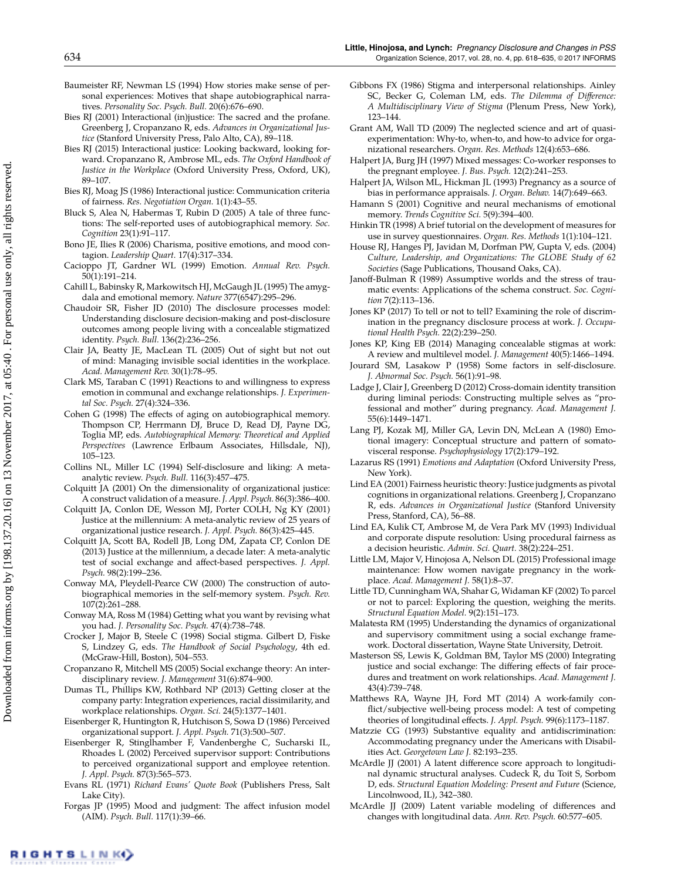Baumeister RF, Newman LS (1994) How stories make sense of personal experiences: Motives that shape autobiographical narratives. *Personality Soc. Psych. Bull.* 20(6):676–690.

Bies RJ (2001) Interactional (in)justice: The sacred and the profane. Greenberg J, Cropanzano R, eds. *Advances in Organizational Justice* (Stanford University Press, Palo Alto, CA), 89–118.

Bies RJ (2015) Interactional justice: Looking backward, looking forward. Cropanzano R, Ambrose ML, eds. *The Oxford Handbook of Justice in the Workplace* (Oxford University Press, Oxford, UK), 89–107.

Bies RJ, Moag JS (1986) Interactional justice: Communication criteria of fairness. *Res. Negotiation Organ.* 1(1):43–55.

Bluck S, Alea N, Habermas T, Rubin D (2005) A tale of three functions: The self-reported uses of autobiographical memory. *Soc. Cognition* 23(1):91–117.

Bono JE, Ilies R (2006) Charisma, positive emotions, and mood contagion. *Leadership Quart.* 17(4):317–334.

Cacioppo JT, Gardner WL (1999) Emotion. *Annual Rev. Psych.* 50(1):191–214.

Cahill L, Babinsky R, Markowitsch HJ, McGaugh JL (1995) The amygdala and emotional memory. *Nature* 377(6547):295–296.

Chaudoir SR, Fisher JD (2010) The disclosure processes model: Understanding disclosure decision-making and post-disclosure outcomes among people living with a concealable stigmatized identity. *Psych. Bull.* 136(2):236–256.

Clair JA, Beatty JE, MacLean TL (2005) Out of sight but not out of mind: Managing invisible social identities in the workplace. *Acad. Management Rev.* 30(1):78–95.

Clark MS, Taraban C (1991) Reactions to and willingness to express emotion in communal and exchange relationships. *J. Experimental Soc. Psych.* 27(4):324–336.

Cohen G (1998) The effects of aging on autobiographical memory. Thompson CP, Herrmann DJ, Bruce D, Read DJ, Payne DG, Toglia MP, eds. *Autobiographical Memory: Theoretical and Applied Perspectives* (Lawrence Erlbaum Associates, Hillsdale, NJ), 105–123.

Collins NL, Miller LC (1994) Self-disclosure and liking: A meta-analytic review. *Psych. Bull.* 116(3):457–475.

Colquitt JA (2001) On the dimensionality of organizational justice: A construct validation of a measure. *J. Appl. Psych.* 86(3):386–400.

Colquitt JA, Conlon DE, Wesson MJ, Porter COLH, Ng KY (2001) Justice at the millennium: A meta-analytic review of 25 years of organizational justice research. *J. Appl. Psych.* 86(3):425–445.

Colquitt JA, Scott BA, Rodell JB, Long DM, Zapata CP, Conlon DE (2013) Justice at the millennium, a decade later: A meta-analytic test of social exchange and affect-based perspectives. *J. Appl. Psych.* 98(2):199–236.

Conway MA, Pleydell-Pearce CW (2000) The construction of autobiographical memories in the self-memory system. *Psych. Rev.* 107(2):261–288.

Conway MA, Ross M (1984) Getting what you want by revising what you had. *J. Personality Soc. Psych.* 47(4):738–748.

Crocker J, Major B, Steele C (1998) Social stigma. Gilbert D, Fiske S, Lindzey G, eds. *The Handbook of Social Psychology*, 4th ed. (McGraw-Hill, Boston), 504–553.

Cropanzano R, Mitchell MS (2005) Social exchange theory: An interdisciplinary review. *J. Management* 31(6):874–900.

Dumas TL, Phillips KW, Rothbard NP (2013) Getting closer at the company party: Integration experiences, racial dissimilarity, and workplace relationships. *Organ. Sci.* 24(5):1377–1401.

Eisenberger R, Huntington R, Hutchison S, Sowa D (1986) Perceived organizational support. *J. Appl. Psych.* 71(3):500–507.

Eisenberger R, Stinglhamber F, Vandenberghe C, Sucharski IL, Rhoades L (2002) Perceived supervisor support: Contributions to perceived organizational support and employee retention. *J. Appl. Psych.* 87(3):565–573.

Evans RL (1971) *Richard Evans' Quote Book* (Publishers Press, Salt Lake City).

Forgas JP (1995) Mood and judgment: The affect infusion model (AIM). *Psych. Bull.* 117(1):39–66.

Gibbons FX (1986) Stigma and interpersonal relationships. Ainley SC, Becker G, Coleman LM, eds. *The Dilemma of Difference: A Multidisciplinary View of Stigma* (Plenum Press, New York), 123–144.

Grant AM, Wall TD (2009) The neglected science and art of quasi-experimentation: Why-to, when-to, and how-to advice for organizational researchers. *Organ. Res. Methods* 12(4):653–686.

Halpert JA, Burg JH (1997) Mixed messages: Co-worker responses to the pregnant employee. *J. Bus. Psych.* 12(2):241–253.

Halpert JA, Wilson ML, Hickman JL (1993) Pregnancy as a source of bias in performance appraisals. *J. Organ. Behav.* 14(7):649–663.

Hamann S (2001) Cognitive and neural mechanisms of emotional memory. *Trends Cognitive Sci.* 5(9):394–400.

Hinkin TR (1998) A brief tutorial on the development of measures for use in survey questionnaires. *Organ. Res. Methods* 1(1):104–121.

House RJ, Hanges PJ, Javidan M, Dorfman PW, Gupta V, eds. (2004) *Culture, Leadership, and Organizations: The GLOBE Study of 62 Societies* (Sage Publications, Thousand Oaks, CA).

Janoff-Bulman R (1989) Assumptive worlds and the stress of traumatic events: Applications of the schema construct. *Soc. Cognition* 7(2):113–136.

Jones KP (2017) To tell or not to tell? Examining the role of discrimination in the pregnancy disclosure process at work. *J. Occupational Health Psych.* 22(2):239–250.

Jones KP, King EB (2014) Managing concealable stigmas at work: A review and multilevel model. *J. Management* 40(5):1466–1494.

Jourard SM, Lasakow P (1958) Some factors in self-disclosure. *J. Abnormal Soc. Psych.* 56(1):91–98.

Ladge J, Clair J, Greenberg D (2012) Cross-domain identity transition during liminal periods: Constructing multiple selves as "professional and mother" during pregnancy. *Acad. Management J.* 55(6):1449–1471.

Lang PJ, Kozak MJ, Miller GA, Levin DN, McLean A (1980) Emotional imagery: Conceptual structure and pattern of somato-visceral response. *Psychophysiology* 17(2):179–192.

Lazarus RS (1991) *Emotions and Adaptation* (Oxford University Press, New York).

Lind EA (2001) Fairness heuristic theory: Justice judgments as pivotal cognitions in organizational relations. Greenberg J, Cropanzano R, eds. *Advances in Organizational Justice* (Stanford University Press, Stanford, CA), 56–88.

Lind EA, Kulik CT, Ambrose M, de Vera Park MV (1993) Individual and corporate dispute resolution: Using procedural fairness as a decision heuristic. *Admin. Sci. Quart.* 38(2):224–251.

Little LM, Major V, Hinojosa A, Nelson DL (2015) Professional image maintenance: How women navigate pregnancy in the workplace. *Acad. Management J.* 58(1):8–37.

Little TD, Cunningham WA, Shahar G, Widaman KF (2002) To parcel or not to parcel: Exploring the question, weighing the merits. *Structural Equation Model.* 9(2):151–173.

Malatesta RM (1995) Understanding the dynamics of organizational and supervisory commitment using a social exchange framework. Doctoral dissertation, Wayne State University, Detroit.

Masterson SS, Lewis K, Goldman BM, Taylor MS (2000) Integrating justice and social exchange: The differing effects of fair procedures and treatment on work relationships. *Acad. Management J.* 43(4):739–748.

Matthews RA, Wayne JH, Ford MT (2014) A work-family conflict/subjective well-being process model: A test of competing theories of longitudinal effects. *J. Appl. Psych.* 99(6):1173–1187.

Matzzie CG (1993) Substantive equality and antidiscrimination: Accommodating pregnancy under the Americans with Disabilities Act. *Georgetown Law J.* 82:193–235.

McArdle JJ (2001) A latent difference score approach to longitudinal dynamic structural analyses. Cudeck R, du Toit S, Sorbom D, eds. *Structural Equation Modeling: Present and Future* (Science, Lincolnwood, IL), 342–380.

McArdle JJ (2009) Latent variable modeling of differences and changes with longitudinal data. *Ann. Rev. Psych.* 60:577–605.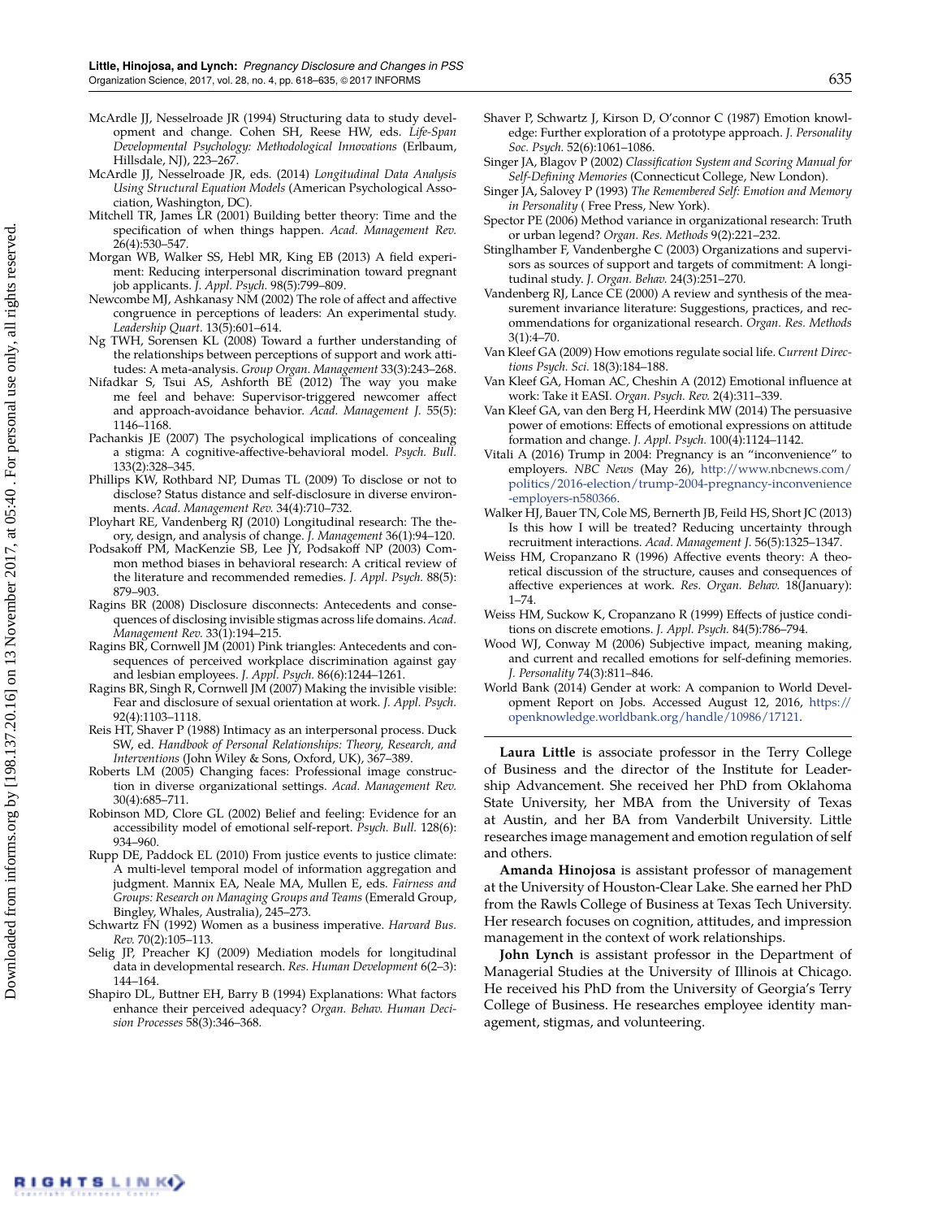McArdle JJ, Nesselroade JR (1994) Structuring data to study development and change. Cohen SH, Reese HW, eds. *Life-Span Developmental Psychology: Methodological Innovations* (Erlbaum, Hillsdale, NJ), 223–267.

McArdle JJ, Nesselroade JR, eds. (2014) *Longitudinal Data Analysis Using Structural Equation Models* (American Psychological Association, Washington, DC).

Mitchell TR, James LR (2001) Building better theory: Time and the specification of when things happen. *Acad. Management Rev.* 26(4):530–547.

Morgan WB, Walker SS, Hebl MR, King EB (2013) A field experiment: Reducing interpersonal discrimination toward pregnant job applicants. *J. Appl. Psych.* 98(5):799–809.

Newcombe MJ, Ashkanasy NM (2002) The role of affect and affective congruence in perceptions of leaders: An experimental study. *Leadership Quart.* 13(5):601–614.

Ng TWH, Sorensen KL (2008) Toward a further understanding of the relationships between perceptions of support and work attitudes: A meta-analysis. *Group Organ. Management* 33(3):243–268.

Nifadkar S, Tsui AS, Ashforth BE (2012) The way you make me feel and behave: Supervisor-triggered newcomer affect and approach-avoidance behavior. *Acad. Management J.* 55(5): 1146–1168.

Pachankis JE (2007) The psychological implications of concealing a stigma: A cognitive-affective-behavioral model. *Psych. Bull.* 133(2):328–345.

Phillips KW, Rothbard NP, Dumas TL (2009) To disclose or not to disclose? Status distance and self-disclosure in diverse environments. *Acad. Management Rev.* 34(4):710–732.

Ployhart RE, Vandenberg RJ (2010) Longitudinal research: The theory, design, and analysis of change. *J. Management* 36(1):94–120.

Podsakoff PM, MacKenzie SB, Lee JY, Podsakoff NP (2003) Common method biases in behavioral research: A critical review of the literature and recommended remedies. *J. Appl. Psych.* 88(5): 879–903.

Ragins BR (2008) Disclosure disconnects: Antecedents and consequences of disclosing invisible stigmas across life domains. *Acad. Management Rev.* 33(1):194–215.

Ragins BR, Cornwell JM (2001) Pink triangles: Antecedents and consequences of perceived workplace discrimination against gay and lesbian employees. *J. Appl. Psych.* 86(6):1244–1261.

Ragins BR, Singh R, Cornwell JM (2007) Making the invisible visible: Fear and disclosure of sexual orientation at work. *J. Appl. Psych.* 92(4):1103–1118.

Reis HT, Shaver P (1988) Intimacy as an interpersonal process. Duck SW, ed. *Handbook of Personal Relationships: Theory, Research, and Interventions* (John Wiley & Sons, Oxford, UK), 367–389.

Roberts LM (2005) Changing faces: Professional image construction in diverse organizational settings. *Acad. Management Rev.* 30(4):685–711.

Robinson MD, Clore GL (2002) Belief and feeling: Evidence for an accessibility model of emotional self-report. *Psych. Bull.* 128(6): 934–960.

Rupp DE, Paddock EL (2010) From justice events to justice climate: A multi-level temporal model of information aggregation and judgment. Mannix EA, Neale MA, Mullen E, eds. *Fairness and Groups: Research on Managing Groups and Teams* (Emerald Group, Bingley, Whales, Australia), 245–273.

Schwartz FN (1992) Women as a business imperative. *Harvard Bus. Rev.* 70(2):105–113.

Selig JP, Preacher KJ (2009) Mediation models for longitudinal data in developmental research. *Res. Human Development* 6(2–3): 144–164.

Shapiro DL, Buttner EH, Barry B (1994) Explanations: What factors enhance their perceived adequacy? *Organ. Behav. Human Decision Processes* 58(3):346–368.

Shaver P, Schwartz J, Kirson D, O'connor C (1987) Emotion knowledge: Further exploration of a prototype approach. *J. Personality Soc. Psych.* 52(6):1061–1086.

Singer JA, Blagov P (2002) *Classification System and Scoring Manual for Self-Defining Memories* (Connecticut College, New London).

Singer JA, Salovey P (1993) *The Remembered Self: Emotion and Memory in Personality* ( Free Press, New York).

Spector PE (2006) Method variance in organizational research: Truth or urban legend? *Organ. Res. Methods* 9(2):221–232.

Stinglhamber F, Vandenberghe C (2003) Organizations and supervisors as sources of support and targets of commitment: A longitudinal study. *J. Organ. Behav.* 24(3):251–270.

Vandenberg RJ, Lance CE (2000) A review and synthesis of the measurement invariance literature: Suggestions, practices, and recommendations for organizational research. *Organ. Res. Methods* 3(1):4–70.

Van Kleef GA (2009) How emotions regulate social life. *Current Directions Psych. Sci.* 18(3):184–188.

Van Kleef GA, Homan AC, Cheshin A (2012) Emotional influence at work: Take it EASI. *Organ. Psych. Rev.* 2(4):311–339.

Van Kleef GA, van den Berg H, Heerdink MW (2014) The persuasive power of emotions: Effects of emotional expressions on attitude formation and change. *J. Appl. Psych.* 100(4):1124–1142.

Vitali A (2016) Trump in 2004: Pregnancy is an "inconvenience" to employers. *NBC News* (May 26), http://www.nbcnews.com/politics/2016-election/trump-2004-pregnancy-inconvenience-employers-n580366.

Walker HJ, Bauer TN, Cole MS, Bernerth JB, Feild HS, Short JC (2013) Is this how I will be treated? Reducing uncertainty through recruitment interactions. *Acad. Management J.* 56(5):1325–1347.

Weiss HM, Cropanzano R (1996) Affective events theory: A theoretical discussion of the structure, causes and consequences of affective experiences at work. *Res. Organ. Behav.* 18(January): 1–74.

Weiss HM, Suckow K, Cropanzano R (1999) Effects of justice conditions on discrete emotions. *J. Appl. Psych.* 84(5):786–794.

Wood WJ, Conway M (2006) Subjective impact, meaning making, and current and recalled emotions for self-defining memories. *J. Personality* 74(3):811–846.

World Bank (2014) Gender at work: A companion to World Development Report on Jobs. Accessed August 12, 2016, https://openknowledge.worldbank.org/handle/10986/17121.

**Laura Little** is associate professor in the Terry College of Business and the director of the Institute for Leadership Advancement. She received her PhD from Oklahoma State University, her MBA from the University of Texas at Austin, and her BA from Vanderbilt University. Little researches image management and emotion regulation of self and others.

**Amanda Hinojosa** is assistant professor of management at the University of Houston-Clear Lake. She earned her PhD from the Rawls College of Business at Texas Tech University. Her research focuses on cognition, attitudes, and impression management in the context of work relationships.

**John Lynch** is assistant professor in the Department of Managerial Studies at the University of Illinois at Chicago. He received his PhD from the University of Georgia's Terry College of Business. He researches employee identity management, stigmas, and volunteering.